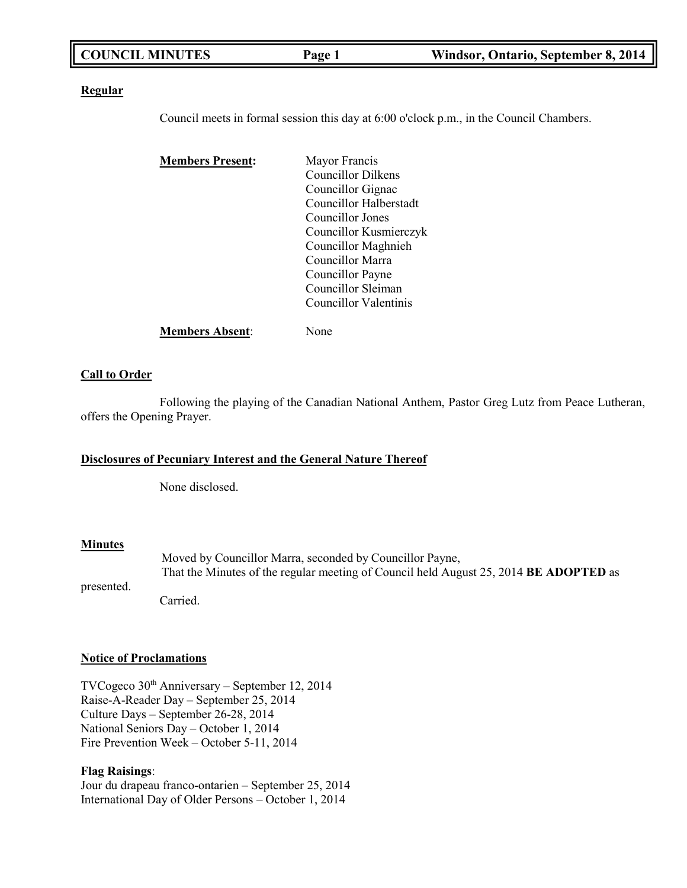**COUNCIL MINUTES** **Windsor, Ontario, September 8, 2014**

**Regular**

Council meets in formal session this day at 6:00 o'clock p.m., in the Council Chambers.

**Members Present:**
Mayor Francis
Councillor Dilkens
Councillor Gignac
Councillor Halberstadt
Councillor Jones
Councillor Kusmierczyk
Councillor Maghnieh
Councillor Marra
Councillor Payne
Councillor Sleiman
Councillor Valentinis

**Members Absent**: None

**Call to Order**

Following the playing of the Canadian National Anthem, Pastor Greg Lutz from Peace Lutheran, offers the Opening Prayer.

**Disclosures of Pecuniary Interest and the General Nature Thereof**

None disclosed.

**Minutes**

Moved by Councillor Marra, seconded by Councillor Payne,
That the Minutes of the regular meeting of Council held August 25, 2014 **BE ADOPTED** as presented.
Carried.

**Notice of Proclamations**

TVCogeco 30th Anniversary – September 12, 2014
Raise-A-Reader Day – September 25, 2014
Culture Days – September 26-28, 2014
National Seniors Day – October 1, 2014
Fire Prevention Week – October 5-11, 2014

**Flag Raisings**:
Jour du drapeau franco-ontarien – September 25, 2014
International Day of Older Persons – October 1, 2014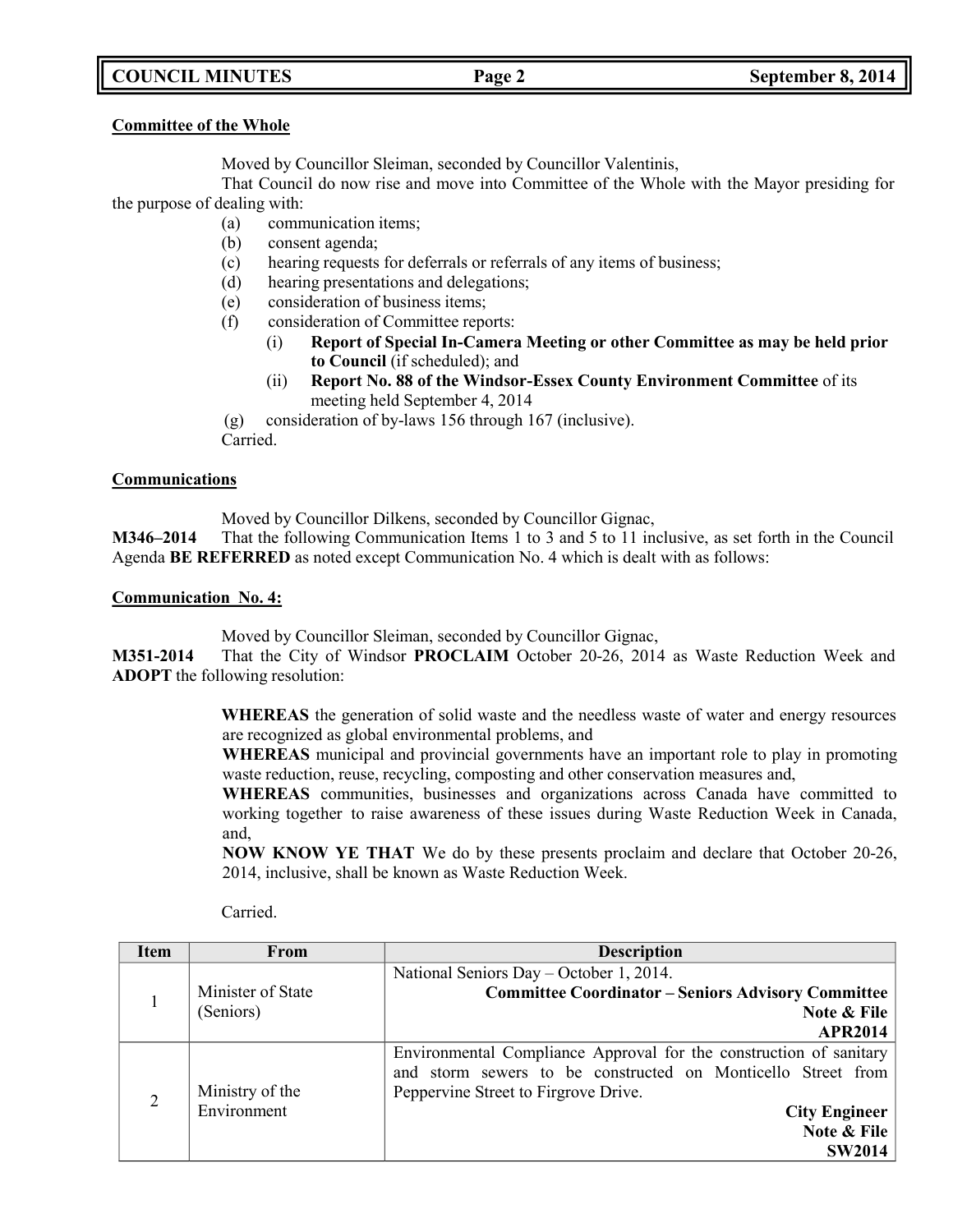**Committee of the Whole**

Moved by Councillor Sleiman, seconded by Councillor Valentinis,

That Council do now rise and move into Committee of the Whole with the Mayor presiding for the purpose of dealing with:

- (a) communication items;
- (b) consent agenda;
- (c) hearing requests for deferrals or referrals of any items of business;
- (d) hearing presentations and delegations;
- (e) consideration of business items;
- (f) consideration of Committee reports:
  - (i) **Report of Special In-Camera Meeting or other Committee as may be held prior to Council** (if scheduled); and
  - (ii) **Report No. 88 of the Windsor-Essex County Environment Committee** of its meeting held September 4, 2014
- (g) consideration of by-laws 156 through 167 (inclusive).

Carried.

**Communications**

Moved by Councillor Dilkens, seconded by Councillor Gignac,

**M346–2014** That the following Communication Items 1 to 3 and 5 to 11 inclusive, as set forth in the Council Agenda **BE REFERRED** as noted except Communication No. 4 which is dealt with as follows:

**Communication No. 4:**

Moved by Councillor Sleiman, seconded by Councillor Gignac,

**M351-2014** That the City of Windsor **PROCLAIM** October 20-26, 2014 as Waste Reduction Week and **ADOPT** the following resolution:

> **WHEREAS** the generation of solid waste and the needless waste of water and energy resources are recognized as global environmental problems, and
> **WHEREAS** municipal and provincial governments have an important role to play in promoting waste reduction, reuse, recycling, composting and other conservation measures and,
> **WHEREAS** communities, businesses and organizations across Canada have committed to working together to raise awareness of these issues during Waste Reduction Week in Canada, and,
> **NOW KNOW YE THAT** We do by these presents proclaim and declare that October 20-26, 2014, inclusive, shall be known as Waste Reduction Week.

Carried.

| Item | From | Description |
|---|---|---|
| 1 | Minister of State (Seniors) | National Seniors Day – October 1, 2014. **Committee Coordinator – Seniors Advisory Committee** **Note & File** **APR2014** |
| 2 | Ministry of the Environment | Environmental Compliance Approval for the construction of sanitary and storm sewers to be constructed on Monticello Street from Peppervine Street to Firgrove Drive. **City Engineer** **Note & File** **SW2014** |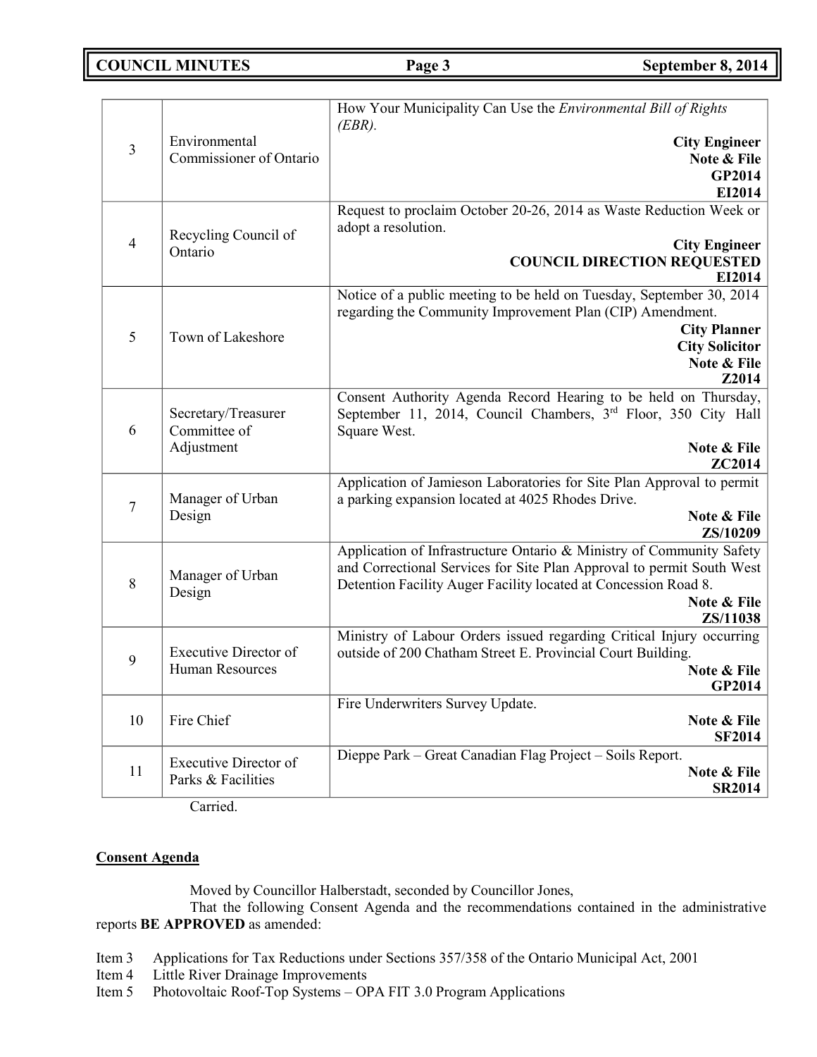| | | |
|---|---|---|
| 3 | Environmental Commissioner of Ontario | How Your Municipality Can Use the *Environmental Bill of Rights (EBR).*<br>**City Engineer**<br>**Note & File**<br>**GP2014**<br>**EI2014** |
| 4 | Recycling Council of Ontario | Request to proclaim October 20-26, 2014 as Waste Reduction Week or adopt a resolution.<br>**City Engineer**<br>**COUNCIL DIRECTION REQUESTED**<br>**EI2014** |
| 5 | Town of Lakeshore | Notice of a public meeting to be held on Tuesday, September 30, 2014 regarding the Community Improvement Plan (CIP) Amendment.<br>**City Planner**<br>**City Solicitor**<br>**Note & File**<br>**Z2014** |
| 6 | Secretary/Treasurer Committee of Adjustment | Consent Authority Agenda Record Hearing to be held on Thursday, September 11, 2014, Council Chambers, 3rd Floor, 350 City Hall Square West.<br>**Note & File**<br>**ZC2014** |
| 7 | Manager of Urban Design | Application of Jamieson Laboratories for Site Plan Approval to permit a parking expansion located at 4025 Rhodes Drive.<br>**Note & File**<br>**ZS/10209** |
| 8 | Manager of Urban Design | Application of Infrastructure Ontario & Ministry of Community Safety and Correctional Services for Site Plan Approval to permit South West Detention Facility Auger Facility located at Concession Road 8.<br>**Note & File**<br>**ZS/11038** |
| 9 | Executive Director of Human Resources | Ministry of Labour Orders issued regarding Critical Injury occurring outside of 200 Chatham Street E. Provincial Court Building.<br>**Note & File**<br>**GP2014** |
| 10 | Fire Chief | Fire Underwriters Survey Update.<br>**Note & File**<br>**SF2014** |
| 11 | Executive Director of Parks & Facilities | Dieppe Park – Great Canadian Flag Project – Soils Report.<br>**Note & File**<br>**SR2014** |

Carried.

**Consent Agenda**

Moved by Councillor Halberstadt, seconded by Councillor Jones,

That the following Consent Agenda and the recommendations contained in the administrative reports **BE APPROVED** as amended:

Item 3 Applications for Tax Reductions under Sections 357/358 of the Ontario Municipal Act, 2001
Item 4 Little River Drainage Improvements
Item 5 Photovoltaic Roof-Top Systems – OPA FIT 3.0 Program Applications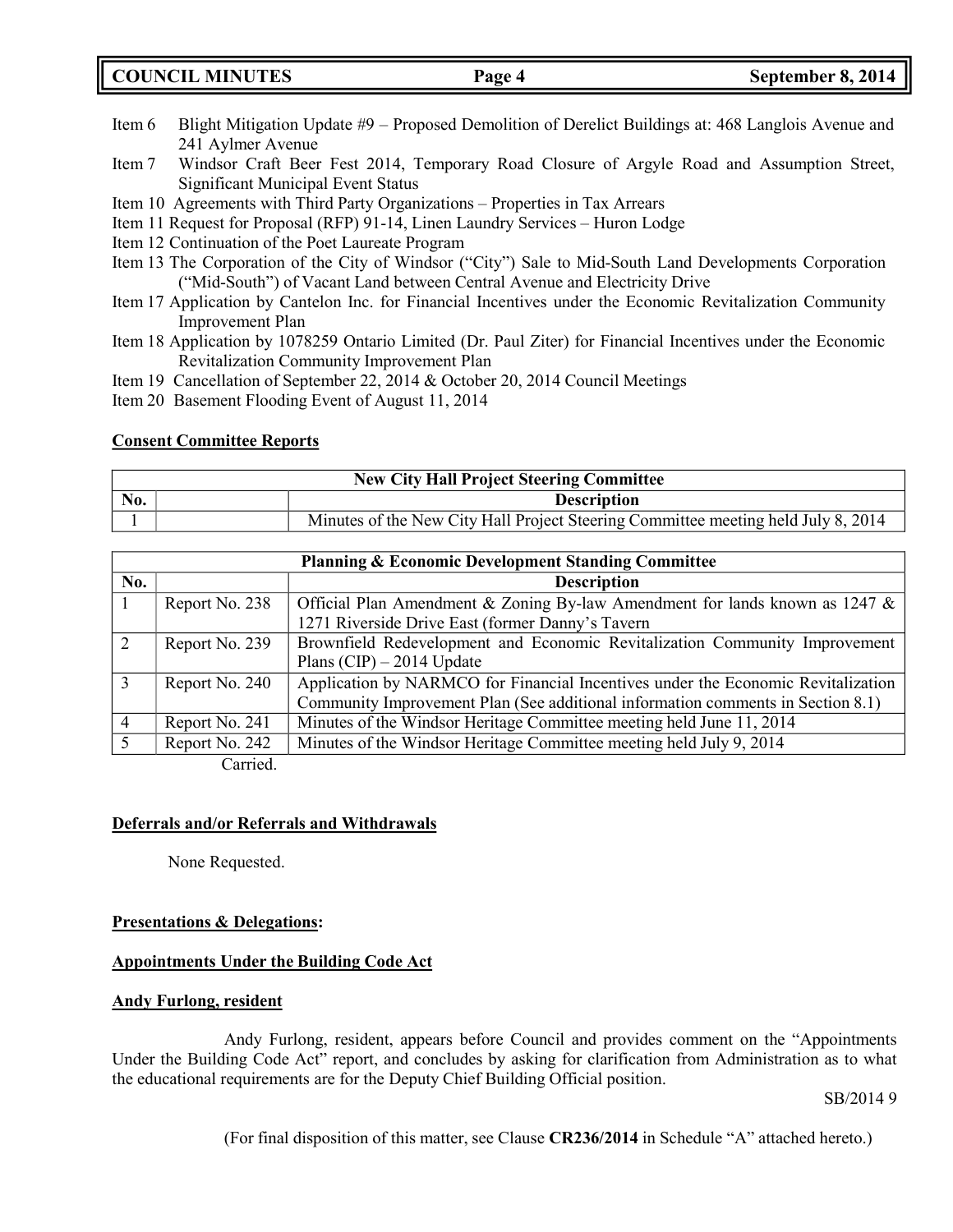Item 6 Blight Mitigation Update #9 – Proposed Demolition of Derelict Buildings at: 468 Langlois Avenue and 241 Aylmer Avenue
Item 7 Windsor Craft Beer Fest 2014, Temporary Road Closure of Argyle Road and Assumption Street, Significant Municipal Event Status
Item 10 Agreements with Third Party Organizations – Properties in Tax Arrears
Item 11 Request for Proposal (RFP) 91-14, Linen Laundry Services – Huron Lodge
Item 12 Continuation of the Poet Laureate Program
Item 13 The Corporation of the City of Windsor ("City") Sale to Mid-South Land Developments Corporation ("Mid-South") of Vacant Land between Central Avenue and Electricity Drive
Item 17 Application by Cantelon Inc. for Financial Incentives under the Economic Revitalization Community Improvement Plan
Item 18 Application by 1078259 Ontario Limited (Dr. Paul Ziter) for Financial Incentives under the Economic Revitalization Community Improvement Plan
Item 19 Cancellation of September 22, 2014 & October 20, 2014 Council Meetings
Item 20 Basement Flooding Event of August 11, 2014

**Consent Committee Reports**

| New City Hall Project Steering Committee | | |
|---|---|---|
| **No.** | | **Description** |
| 1 | | Minutes of the New City Hall Project Steering Committee meeting held July 8, 2014 |

| Planning & Economic Development Standing Committee | | |
|---|---|---|
| **No.** | | **Description** |
| 1 | Report No. 238 | Official Plan Amendment & Zoning By-law Amendment for lands known as 1247 & 1271 Riverside Drive East (former Danny's Tavern |
| 2 | Report No. 239 | Brownfield Redevelopment and Economic Revitalization Community Improvement Plans (CIP) – 2014 Update |
| 3 | Report No. 240 | Application by NARMCO for Financial Incentives under the Economic Revitalization Community Improvement Plan (See additional information comments in Section 8.1) |
| 4 | Report No. 241 | Minutes of the Windsor Heritage Committee meeting held June 11, 2014 |
| 5 | Report No. 242 | Minutes of the Windsor Heritage Committee meeting held July 9, 2014 |

Carried.

**Deferrals and/or Referrals and Withdrawals**

None Requested.

**Presentations & Delegations:**

**Appointments Under the Building Code Act**

**Andy Furlong, resident**

Andy Furlong, resident, appears before Council and provides comment on the "Appointments Under the Building Code Act" report, and concludes by asking for clarification from Administration as to what the educational requirements are for the Deputy Chief Building Official position.

SB/2014 9

(For final disposition of this matter, see Clause **CR236/2014** in Schedule "A" attached hereto.)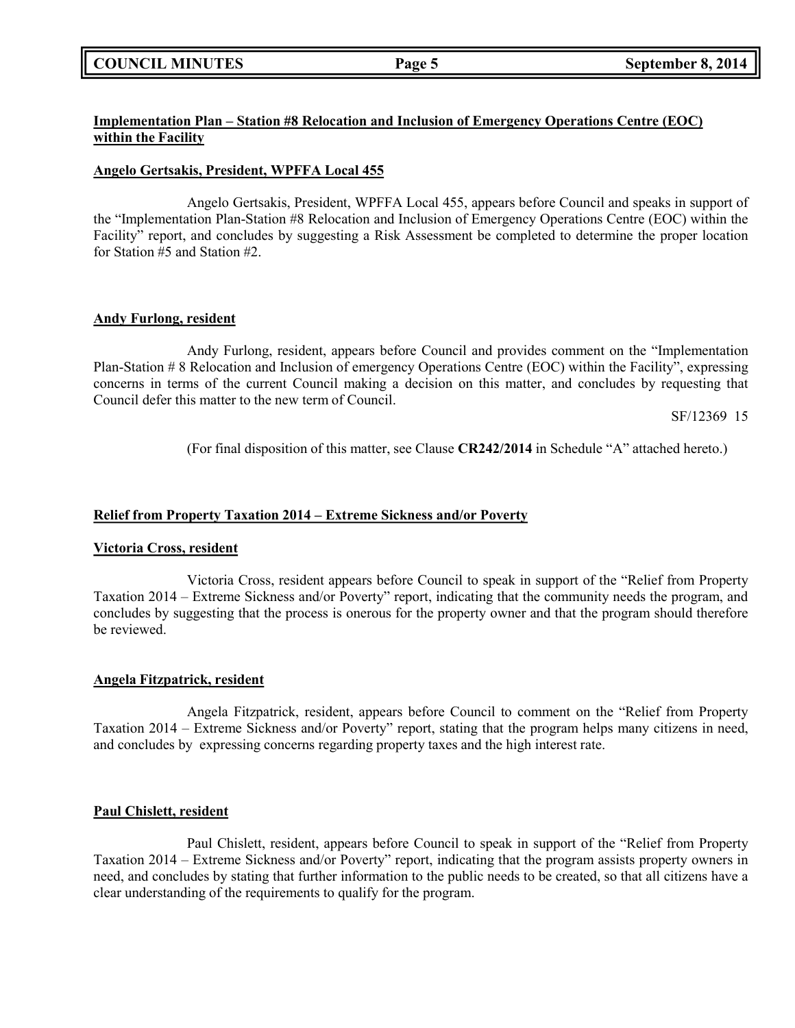**Implementation Plan – Station #8 Relocation and Inclusion of Emergency Operations Centre (EOC) within the Facility**

**Angelo Gertsakis, President, WPFFA Local 455**

Angelo Gertsakis, President, WPFFA Local 455, appears before Council and speaks in support of the "Implementation Plan-Station #8 Relocation and Inclusion of Emergency Operations Centre (EOC) within the Facility" report, and concludes by suggesting a Risk Assessment be completed to determine the proper location for Station #5 and Station #2.

**Andy Furlong, resident**

Andy Furlong, resident, appears before Council and provides comment on the "Implementation Plan-Station # 8 Relocation and Inclusion of emergency Operations Centre (EOC) within the Facility", expressing concerns in terms of the current Council making a decision on this matter, and concludes by requesting that Council defer this matter to the new term of Council.

SF/12369 15

(For final disposition of this matter, see Clause **CR242/2014** in Schedule "A" attached hereto.)

**Relief from Property Taxation 2014 – Extreme Sickness and/or Poverty**

**Victoria Cross, resident**

Victoria Cross, resident appears before Council to speak in support of the "Relief from Property Taxation 2014 – Extreme Sickness and/or Poverty" report, indicating that the community needs the program, and concludes by suggesting that the process is onerous for the property owner and that the program should therefore be reviewed.

**Angela Fitzpatrick, resident**

Angela Fitzpatrick, resident, appears before Council to comment on the "Relief from Property Taxation 2014 – Extreme Sickness and/or Poverty" report, stating that the program helps many citizens in need, and concludes by expressing concerns regarding property taxes and the high interest rate.

**Paul Chislett, resident**

Paul Chislett, resident, appears before Council to speak in support of the "Relief from Property Taxation 2014 – Extreme Sickness and/or Poverty" report, indicating that the program assists property owners in need, and concludes by stating that further information to the public needs to be created, so that all citizens have a clear understanding of the requirements to qualify for the program.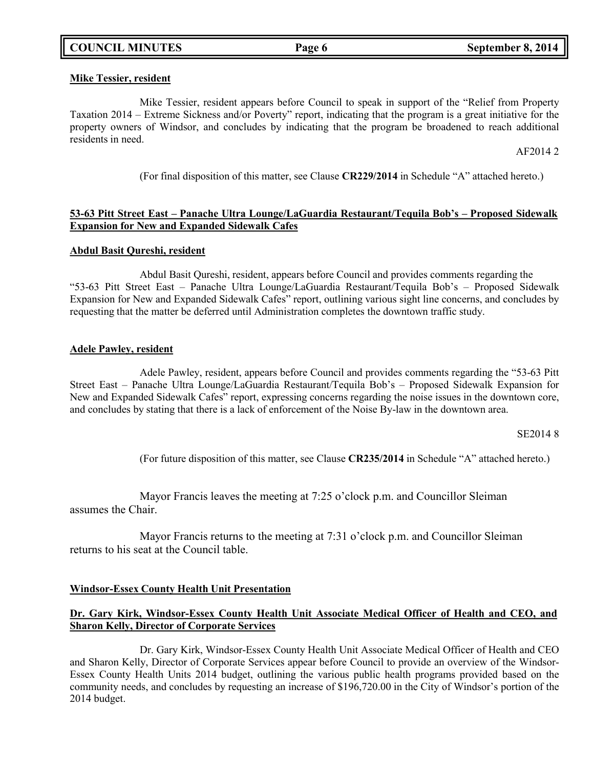**Mike Tessier, resident**

Mike Tessier, resident appears before Council to speak in support of the "Relief from Property Taxation 2014 – Extreme Sickness and/or Poverty" report, indicating that the program is a great initiative for the property owners of Windsor, and concludes by indicating that the program be broadened to reach additional residents in need.

AF2014 2

(For final disposition of this matter, see Clause **CR229/2014** in Schedule "A" attached hereto.)

**53-63 Pitt Street East – Panache Ultra Lounge/LaGuardia Restaurant/Tequila Bob's – Proposed Sidewalk Expansion for New and Expanded Sidewalk Cafes**

**Abdul Basit Qureshi, resident**

Abdul Basit Qureshi, resident, appears before Council and provides comments regarding the "53-63 Pitt Street East – Panache Ultra Lounge/LaGuardia Restaurant/Tequila Bob's – Proposed Sidewalk Expansion for New and Expanded Sidewalk Cafes" report, outlining various sight line concerns, and concludes by requesting that the matter be deferred until Administration completes the downtown traffic study.

**Adele Pawley, resident**

Adele Pawley, resident, appears before Council and provides comments regarding the "53-63 Pitt Street East – Panache Ultra Lounge/LaGuardia Restaurant/Tequila Bob's – Proposed Sidewalk Expansion for New and Expanded Sidewalk Cafes" report, expressing concerns regarding the noise issues in the downtown core, and concludes by stating that there is a lack of enforcement of the Noise By-law in the downtown area.

SE2014 8

(For future disposition of this matter, see Clause **CR235/2014** in Schedule "A" attached hereto.)

Mayor Francis leaves the meeting at 7:25 o'clock p.m. and Councillor Sleiman assumes the Chair.

Mayor Francis returns to the meeting at 7:31 o'clock p.m. and Councillor Sleiman returns to his seat at the Council table.

**Windsor-Essex County Health Unit Presentation**

**Dr. Gary Kirk, Windsor-Essex County Health Unit Associate Medical Officer of Health and CEO, and Sharon Kelly, Director of Corporate Services**

Dr. Gary Kirk, Windsor-Essex County Health Unit Associate Medical Officer of Health and CEO and Sharon Kelly, Director of Corporate Services appear before Council to provide an overview of the Windsor-Essex County Health Units 2014 budget, outlining the various public health programs provided based on the community needs, and concludes by requesting an increase of $196,720.00 in the City of Windsor's portion of the 2014 budget.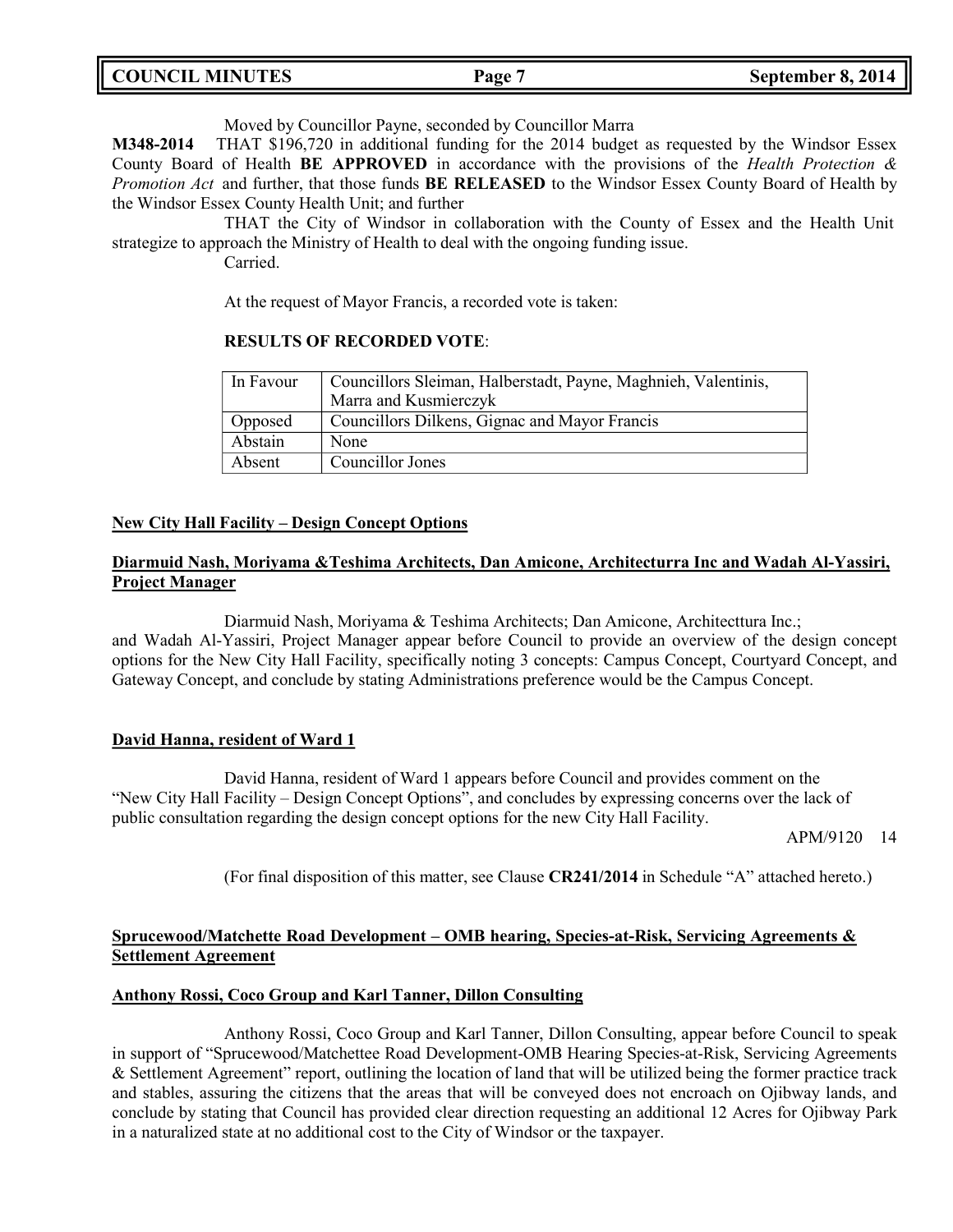Moved by Councillor Payne, seconded by Councillor Marra

**M348-2014** THAT $196,720 in additional funding for the 2014 budget as requested by the Windsor Essex County Board of Health **BE APPROVED** in accordance with the provisions of the *Health Protection & Promotion Act* and further, that those funds **BE RELEASED** to the Windsor Essex County Board of Health by the Windsor Essex County Health Unit; and further

THAT the City of Windsor in collaboration with the County of Essex and the Health Unit strategize to approach the Ministry of Health to deal with the ongoing funding issue.

Carried.

At the request of Mayor Francis, a recorded vote is taken:

**RESULTS OF RECORDED VOTE**:

| In Favour | Councillors Sleiman, Halberstadt, Payne, Maghnieh, Valentinis, Marra and Kusmierczyk |
|---|---|
| Opposed | Councillors Dilkens, Gignac and Mayor Francis |
| Abstain | None |
| Absent | Councillor Jones |

**New City Hall Facility – Design Concept Options**

**Diarmuid Nash, Moriyama &Teshima Architects, Dan Amicone, Architecturra Inc and Wadah Al-Yassiri, Project Manager**

Diarmuid Nash, Moriyama & Teshima Architects; Dan Amicone, Architecttura Inc.; and Wadah Al-Yassiri, Project Manager appear before Council to provide an overview of the design concept options for the New City Hall Facility, specifically noting 3 concepts: Campus Concept, Courtyard Concept, and Gateway Concept, and conclude by stating Administrations preference would be the Campus Concept.

**David Hanna, resident of Ward 1**

David Hanna, resident of Ward 1 appears before Council and provides comment on the "New City Hall Facility – Design Concept Options", and concludes by expressing concerns over the lack of public consultation regarding the design concept options for the new City Hall Facility.

APM/9120 14

(For final disposition of this matter, see Clause **CR241/2014** in Schedule "A" attached hereto.)

**Sprucewood/Matchette Road Development – OMB hearing, Species-at-Risk, Servicing Agreements & Settlement Agreement**

**Anthony Rossi, Coco Group and Karl Tanner, Dillon Consulting**

Anthony Rossi, Coco Group and Karl Tanner, Dillon Consulting, appear before Council to speak in support of "Sprucewood/Matchettee Road Development-OMB Hearing Species-at-Risk, Servicing Agreements & Settlement Agreement" report, outlining the location of land that will be utilized being the former practice track and stables, assuring the citizens that the areas that will be conveyed does not encroach on Ojibway lands, and conclude by stating that Council has provided clear direction requesting an additional 12 Acres for Ojibway Park in a naturalized state at no additional cost to the City of Windsor or the taxpayer.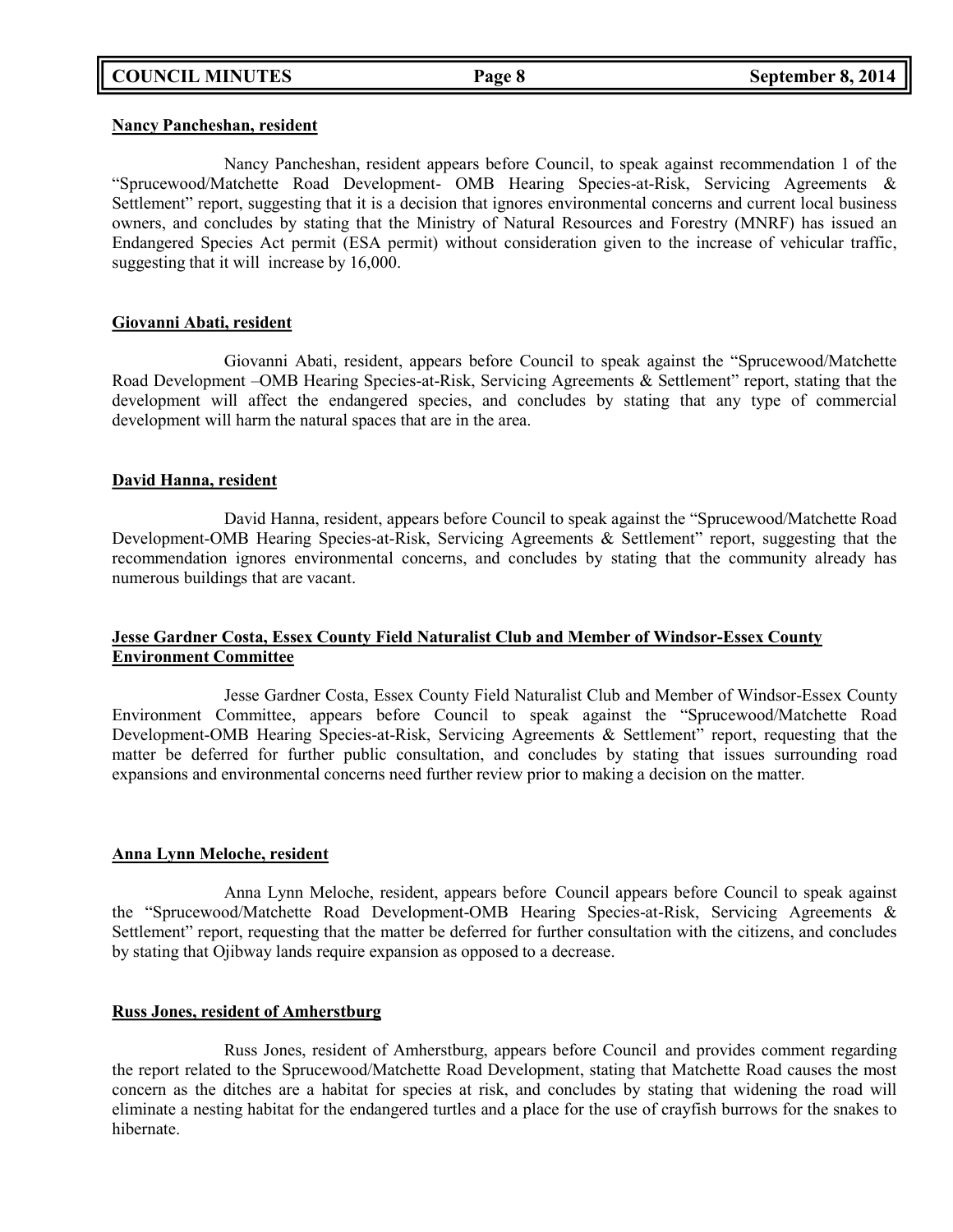**Nancy Pancheshan, resident**

Nancy Pancheshan, resident appears before Council, to speak against recommendation 1 of the "Sprucewood/Matchette Road Development- OMB Hearing Species-at-Risk, Servicing Agreements & Settlement" report, suggesting that it is a decision that ignores environmental concerns and current local business owners, and concludes by stating that the Ministry of Natural Resources and Forestry (MNRF) has issued an Endangered Species Act permit (ESA permit) without consideration given to the increase of vehicular traffic, suggesting that it will increase by 16,000.

**Giovanni Abati, resident**

Giovanni Abati, resident, appears before Council to speak against the "Sprucewood/Matchette Road Development –OMB Hearing Species-at-Risk, Servicing Agreements & Settlement" report, stating that the development will affect the endangered species, and concludes by stating that any type of commercial development will harm the natural spaces that are in the area.

**David Hanna, resident**

David Hanna, resident, appears before Council to speak against the "Sprucewood/Matchette Road Development-OMB Hearing Species-at-Risk, Servicing Agreements & Settlement" report, suggesting that the recommendation ignores environmental concerns, and concludes by stating that the community already has numerous buildings that are vacant.

**Jesse Gardner Costa, Essex County Field Naturalist Club and Member of Windsor-Essex County Environment Committee**

Jesse Gardner Costa, Essex County Field Naturalist Club and Member of Windsor-Essex County Environment Committee, appears before Council to speak against the "Sprucewood/Matchette Road Development-OMB Hearing Species-at-Risk, Servicing Agreements & Settlement" report, requesting that the matter be deferred for further public consultation, and concludes by stating that issues surrounding road expansions and environmental concerns need further review prior to making a decision on the matter.

**Anna Lynn Meloche, resident**

Anna Lynn Meloche, resident, appears before Council appears before Council to speak against the "Sprucewood/Matchette Road Development-OMB Hearing Species-at-Risk, Servicing Agreements & Settlement" report, requesting that the matter be deferred for further consultation with the citizens, and concludes by stating that Ojibway lands require expansion as opposed to a decrease.

**Russ Jones, resident of Amherstburg**

Russ Jones, resident of Amherstburg, appears before Council and provides comment regarding the report related to the Sprucewood/Matchette Road Development, stating that Matchette Road causes the most concern as the ditches are a habitat for species at risk, and concludes by stating that widening the road will eliminate a nesting habitat for the endangered turtles and a place for the use of crayfish burrows for the snakes to hibernate.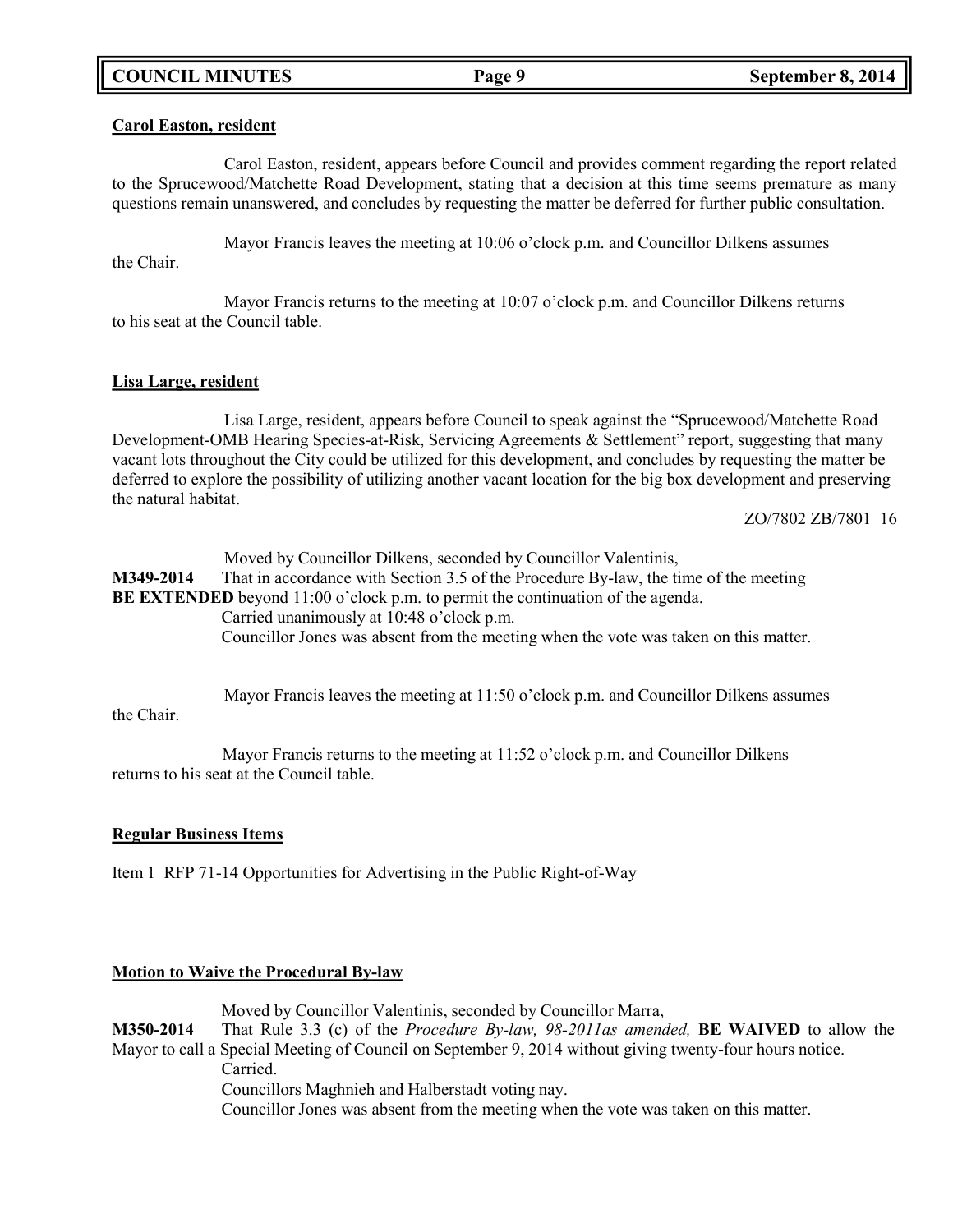**Carol Easton, resident**

Carol Easton, resident, appears before Council and provides comment regarding the report related to the Sprucewood/Matchette Road Development, stating that a decision at this time seems premature as many questions remain unanswered, and concludes by requesting the matter be deferred for further public consultation.

Mayor Francis leaves the meeting at 10:06 o'clock p.m. and Councillor Dilkens assumes the Chair.

Mayor Francis returns to the meeting at 10:07 o'clock p.m. and Councillor Dilkens returns to his seat at the Council table.

**Lisa Large, resident**

Lisa Large, resident, appears before Council to speak against the "Sprucewood/Matchette Road Development-OMB Hearing Species-at-Risk, Servicing Agreements & Settlement" report, suggesting that many vacant lots throughout the City could be utilized for this development, and concludes by requesting the matter be deferred to explore the possibility of utilizing another vacant location for the big box development and preserving the natural habitat.

ZO/7802 ZB/7801 16

Moved by Councillor Dilkens, seconded by Councillor Valentinis,

**M349-2014** That in accordance with Section 3.5 of the Procedure By-law, the time of the meeting **BE EXTENDED** beyond 11:00 o'clock p.m. to permit the continuation of the agenda.
Carried unanimously at 10:48 o'clock p.m.
Councillor Jones was absent from the meeting when the vote was taken on this matter.

Mayor Francis leaves the meeting at 11:50 o'clock p.m. and Councillor Dilkens assumes the Chair.

Mayor Francis returns to the meeting at 11:52 o'clock p.m. and Councillor Dilkens returns to his seat at the Council table.

**Regular Business Items**

Item 1 RFP 71-14 Opportunities for Advertising in the Public Right-of-Way

**Motion to Waive the Procedural By-law**

Moved by Councillor Valentinis, seconded by Councillor Marra,

**M350-2014** That Rule 3.3 (c) of the *Procedure By-law, 98-2011as amended,* **BE WAIVED** to allow the Mayor to call a Special Meeting of Council on September 9, 2014 without giving twenty-four hours notice.
Carried.
Councillors Maghnieh and Halberstadt voting nay.
Councillor Jones was absent from the meeting when the vote was taken on this matter.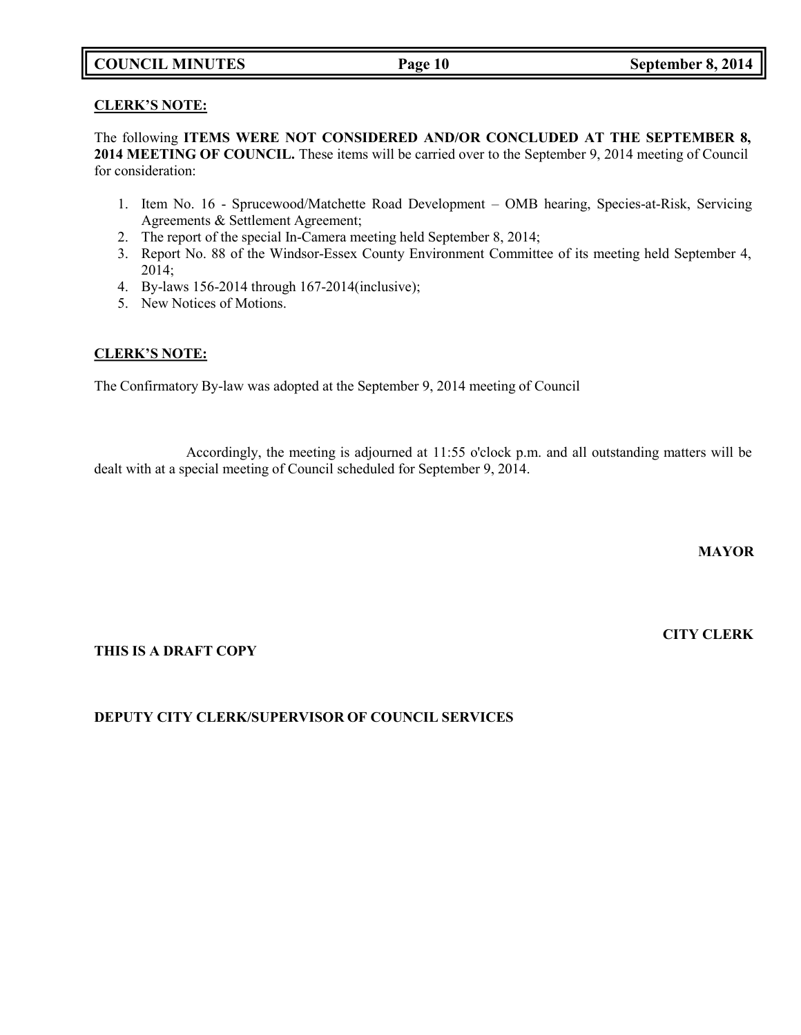**CLERK'S NOTE:**

The following **ITEMS WERE NOT CONSIDERED AND/OR CONCLUDED AT THE SEPTEMBER 8, 2014 MEETING OF COUNCIL.** These items will be carried over to the September 9, 2014 meeting of Council for consideration:

1. Item No. 16 - Sprucewood/Matchette Road Development – OMB hearing, Species-at-Risk, Servicing Agreements & Settlement Agreement;
2. The report of the special In-Camera meeting held September 8, 2014;
3. Report No. 88 of the Windsor-Essex County Environment Committee of its meeting held September 4, 2014;
4. By-laws 156-2014 through 167-2014(inclusive);
5. New Notices of Motions.

**CLERK'S NOTE:**

The Confirmatory By-law was adopted at the September 9, 2014 meeting of Council

Accordingly, the meeting is adjourned at 11:55 o'clock p.m. and all outstanding matters will be dealt with at a special meeting of Council scheduled for September 9, 2014.

**MAYOR**

**CITY CLERK**

**THIS IS A DRAFT COPY**

**DEPUTY CITY CLERK/SUPERVISOR OF COUNCIL SERVICES**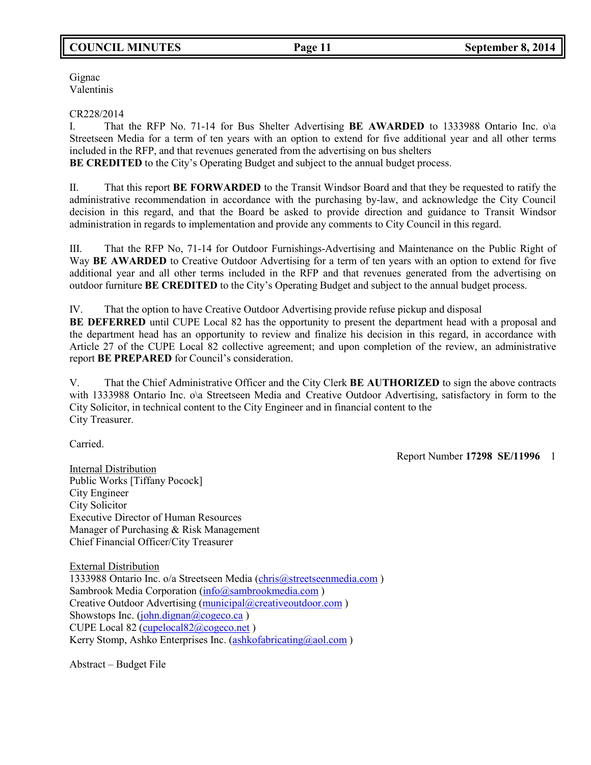Gignac
Valentinis

CR228/2014

I. That the RFP No. 71-14 for Bus Shelter Advertising **BE AWARDED** to 1333988 Ontario Inc. o\a Streetseen Media for a term of ten years with an option to extend for five additional year and all other terms included in the RFP, and that revenues generated from the advertising on bus shelters **BE CREDITED** to the City's Operating Budget and subject to the annual budget process.

II. That this report **BE FORWARDED** to the Transit Windsor Board and that they be requested to ratify the administrative recommendation in accordance with the purchasing by-law, and acknowledge the City Council decision in this regard, and that the Board be asked to provide direction and guidance to Transit Windsor administration in regards to implementation and provide any comments to City Council in this regard.

III. That the RFP No, 71-14 for Outdoor Furnishings-Advertising and Maintenance on the Public Right of Way **BE AWARDED** to Creative Outdoor Advertising for a term of ten years with an option to extend for five additional year and all other terms included in the RFP and that revenues generated from the advertising on outdoor furniture **BE CREDITED** to the City's Operating Budget and subject to the annual budget process.

IV. That the option to have Creative Outdoor Advertising provide refuse pickup and disposal **BE DEFERRED** until CUPE Local 82 has the opportunity to present the department head with a proposal and the department head has an opportunity to review and finalize his decision in this regard, in accordance with Article 27 of the CUPE Local 82 collective agreement; and upon completion of the review, an administrative report **BE PREPARED** for Council's consideration.

V. That the Chief Administrative Officer and the City Clerk **BE AUTHORIZED** to sign the above contracts with 1333988 Ontario Inc. o\a Streetseen Media and Creative Outdoor Advertising, satisfactory in form to the City Solicitor, in technical content to the City Engineer and in financial content to the City Treasurer.

Carried.

Report Number **17298 SE/11996** 1

Internal Distribution
Public Works [Tiffany Pocock]
City Engineer
City Solicitor
Executive Director of Human Resources
Manager of Purchasing & Risk Management
Chief Financial Officer/City Treasurer

External Distribution
1333988 Ontario Inc. o/a Streetseen Media (chris@streetseenmedia.com )
Sambrook Media Corporation (info@sambrookmedia.com )
Creative Outdoor Advertising (municipal@creativeoutdoor.com )
Showstops Inc. (john.dignan@cogeco.ca )
CUPE Local 82 (cupelocal82@cogeco.net )
Kerry Stomp, Ashko Enterprises Inc. (ashkofabricating@aol.com )

Abstract – Budget File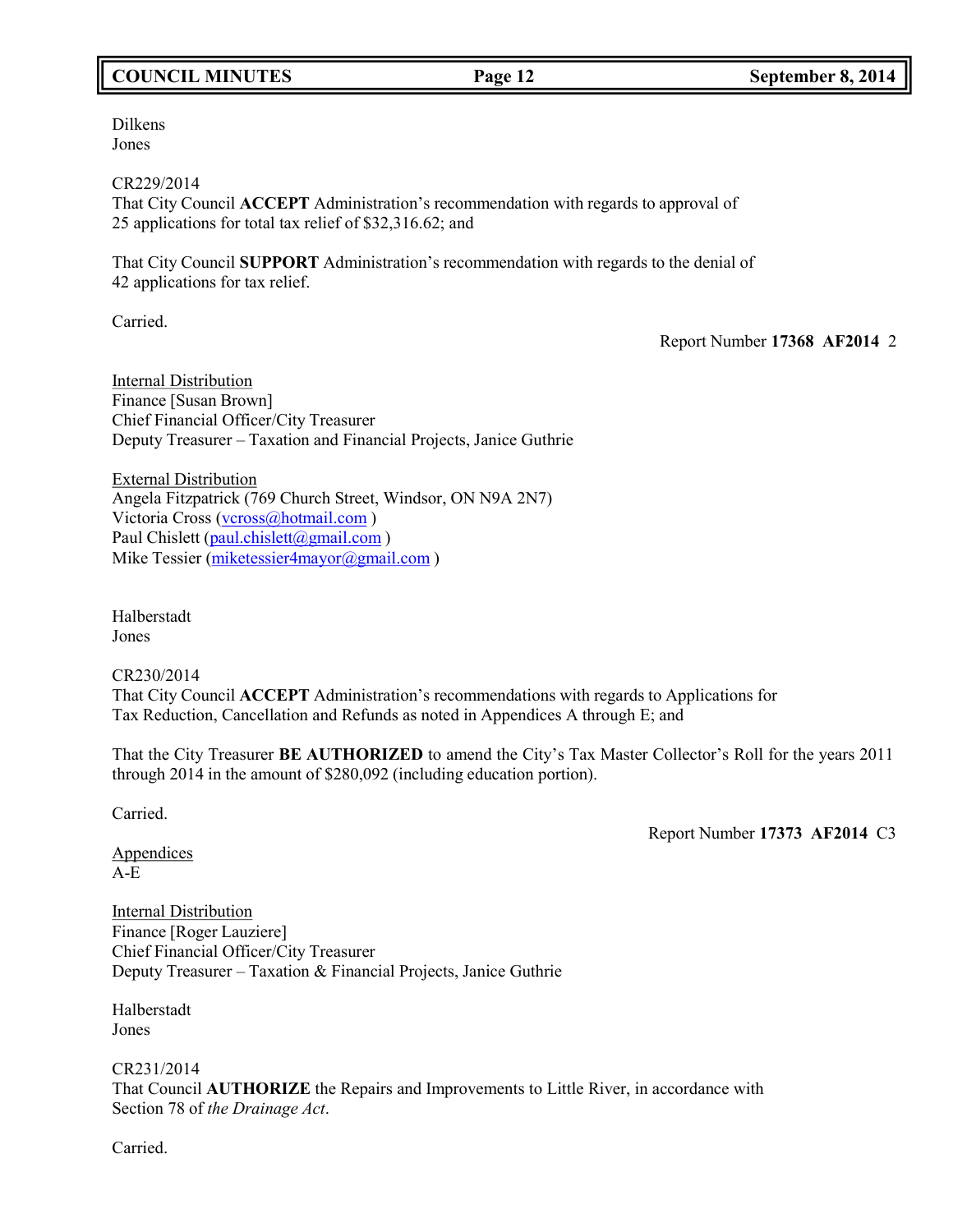Dilkens
Jones

CR229/2014
That City Council **ACCEPT** Administration's recommendation with regards to approval of 25 applications for total tax relief of $32,316.62; and

That City Council **SUPPORT** Administration's recommendation with regards to the denial of 42 applications for tax relief.

Carried.

Report Number **17368 AF2014** 2

Internal Distribution
Finance [Susan Brown]
Chief Financial Officer/City Treasurer
Deputy Treasurer – Taxation and Financial Projects, Janice Guthrie

External Distribution
Angela Fitzpatrick (769 Church Street, Windsor, ON N9A 2N7)
Victoria Cross (vcross@hotmail.com )
Paul Chislett (paul.chislett@gmail.com )
Mike Tessier (miketessier4mayor@gmail.com )

Halberstadt
Jones

CR230/2014
That City Council **ACCEPT** Administration's recommendations with regards to Applications for Tax Reduction, Cancellation and Refunds as noted in Appendices A through E; and

That the City Treasurer **BE AUTHORIZED** to amend the City's Tax Master Collector's Roll for the years 2011 through 2014 in the amount of $280,092 (including education portion).

Carried.

Report Number **17373 AF2014** C3

Appendices
A-E

Internal Distribution
Finance [Roger Lauziere]
Chief Financial Officer/City Treasurer
Deputy Treasurer – Taxation & Financial Projects, Janice Guthrie

Halberstadt
Jones

CR231/2014
That Council **AUTHORIZE** the Repairs and Improvements to Little River, in accordance with Section 78 of *the Drainage Act*.

Carried.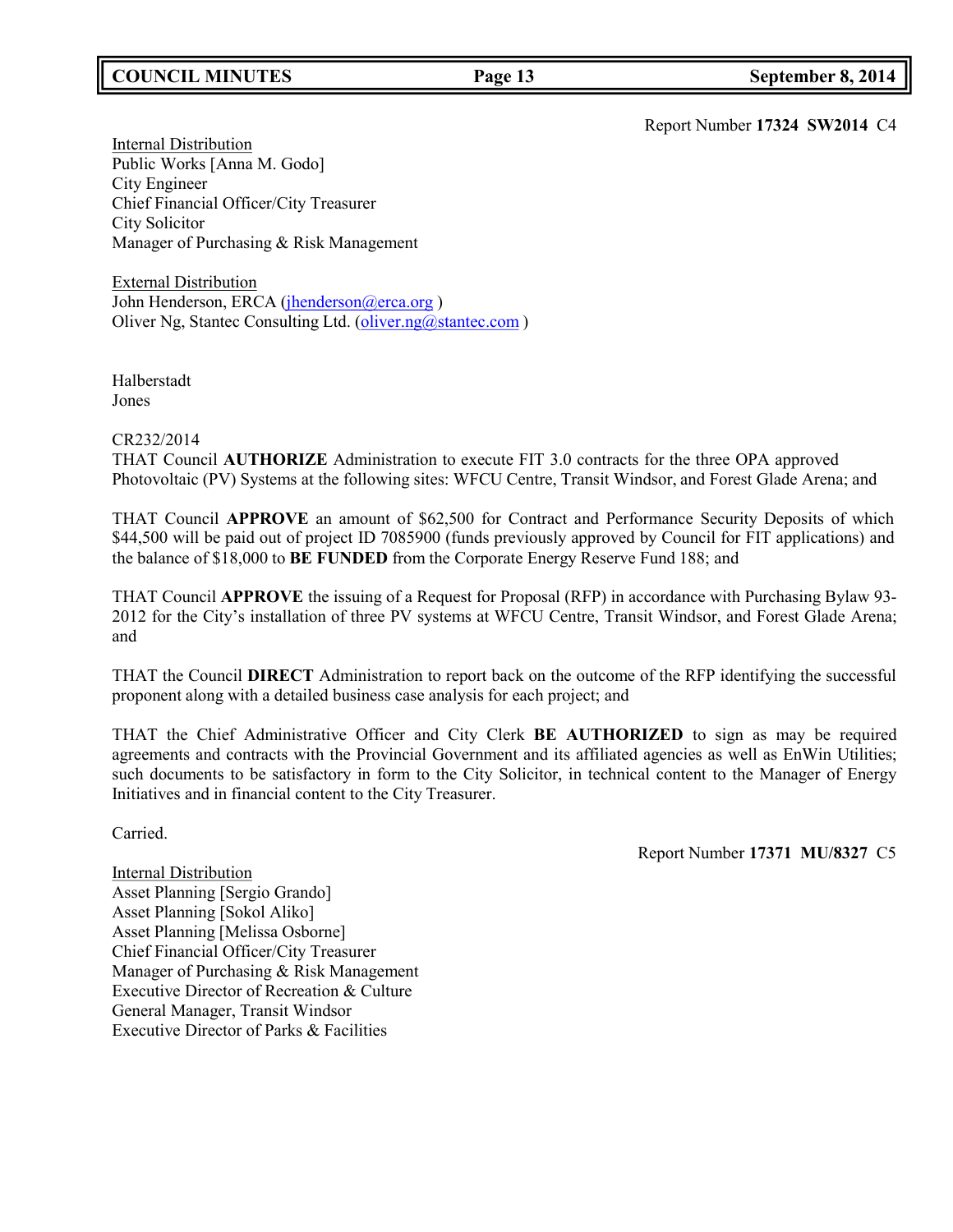Report Number **17324 SW2014** C4

Internal Distribution
Public Works [Anna M. Godo]
City Engineer
Chief Financial Officer/City Treasurer
City Solicitor
Manager of Purchasing & Risk Management

External Distribution
John Henderson, ERCA (jhenderson@erca.org )
Oliver Ng, Stantec Consulting Ltd. (oliver.ng@stantec.com )

Halberstadt
Jones

CR232/2014
THAT Council **AUTHORIZE** Administration to execute FIT 3.0 contracts for the three OPA approved Photovoltaic (PV) Systems at the following sites: WFCU Centre, Transit Windsor, and Forest Glade Arena; and

THAT Council **APPROVE** an amount of $62,500 for Contract and Performance Security Deposits of which $44,500 will be paid out of project ID 7085900 (funds previously approved by Council for FIT applications) and the balance of $18,000 to **BE FUNDED** from the Corporate Energy Reserve Fund 188; and

THAT Council **APPROVE** the issuing of a Request for Proposal (RFP) in accordance with Purchasing Bylaw 93-2012 for the City's installation of three PV systems at WFCU Centre, Transit Windsor, and Forest Glade Arena; and

THAT the Council **DIRECT** Administration to report back on the outcome of the RFP identifying the successful proponent along with a detailed business case analysis for each project; and

THAT the Chief Administrative Officer and City Clerk **BE AUTHORIZED** to sign as may be required agreements and contracts with the Provincial Government and its affiliated agencies as well as EnWin Utilities; such documents to be satisfactory in form to the City Solicitor, in technical content to the Manager of Energy Initiatives and in financial content to the City Treasurer.

Carried.

Report Number **17371 MU/8327** C5

Internal Distribution
Asset Planning [Sergio Grando]
Asset Planning [Sokol Aliko]
Asset Planning [Melissa Osborne]
Chief Financial Officer/City Treasurer
Manager of Purchasing & Risk Management
Executive Director of Recreation & Culture
General Manager, Transit Windsor
Executive Director of Parks & Facilities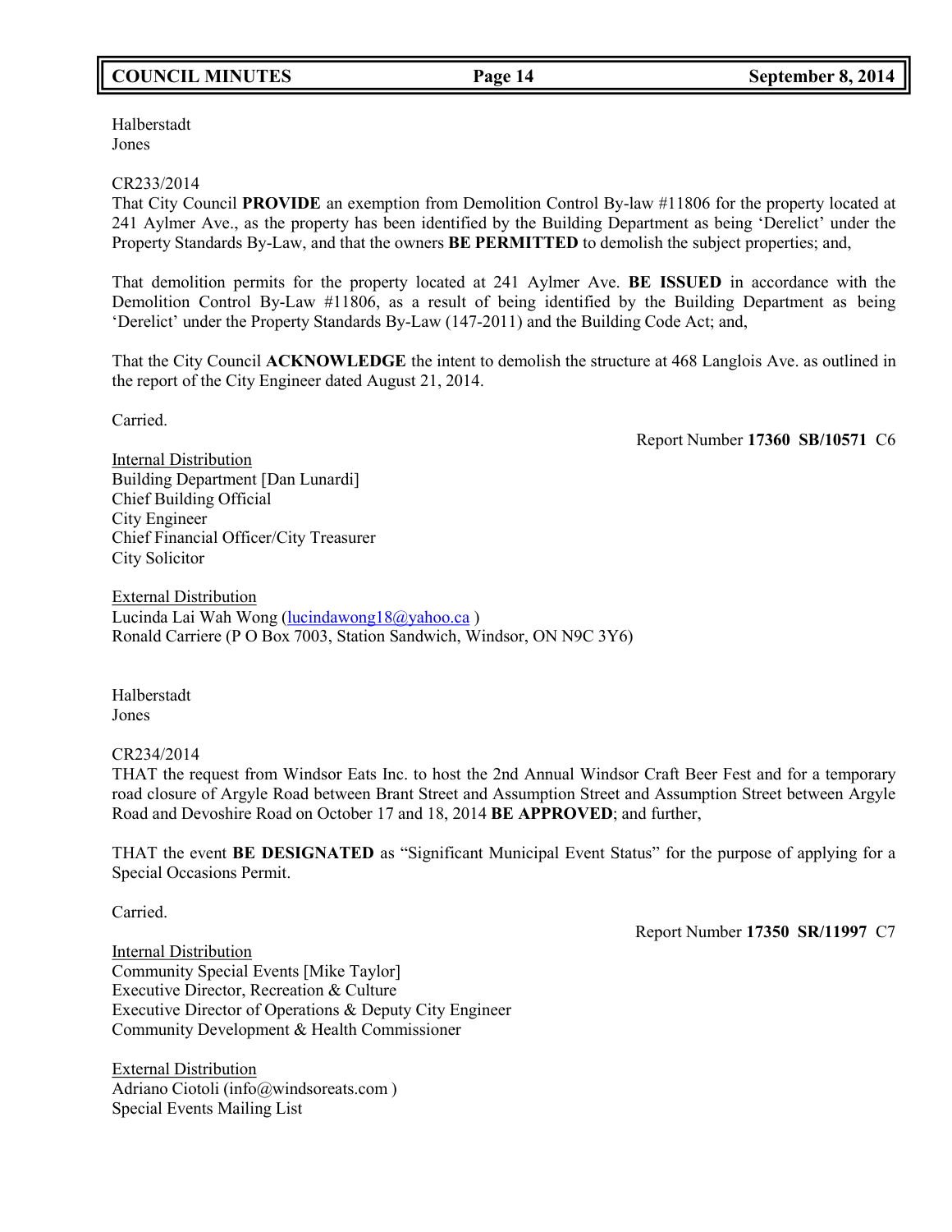Halberstadt
Jones

CR233/2014
That City Council **PROVIDE** an exemption from Demolition Control By-law #11806 for the property located at 241 Aylmer Ave., as the property has been identified by the Building Department as being 'Derelict' under the Property Standards By-Law, and that the owners **BE PERMITTED** to demolish the subject properties; and,

That demolition permits for the property located at 241 Aylmer Ave. **BE ISSUED** in accordance with the Demolition Control By-Law #11806, as a result of being identified by the Building Department as being 'Derelict' under the Property Standards By-Law (147-2011) and the Building Code Act; and,

That the City Council **ACKNOWLEDGE** the intent to demolish the structure at 468 Langlois Ave. as outlined in the report of the City Engineer dated August 21, 2014.

Carried.

Report Number **17360 SB/10571** C6

Internal Distribution
Building Department [Dan Lunardi]
Chief Building Official
City Engineer
Chief Financial Officer/City Treasurer
City Solicitor

External Distribution
Lucinda Lai Wah Wong (lucindawong18@yahoo.ca )
Ronald Carriere (P O Box 7003, Station Sandwich, Windsor, ON N9C 3Y6)

Halberstadt
Jones

CR234/2014
THAT the request from Windsor Eats Inc. to host the 2nd Annual Windsor Craft Beer Fest and for a temporary road closure of Argyle Road between Brant Street and Assumption Street and Assumption Street between Argyle Road and Devoshire Road on October 17 and 18, 2014 **BE APPROVED**; and further,

THAT the event **BE DESIGNATED** as "Significant Municipal Event Status" for the purpose of applying for a Special Occasions Permit.

Carried.

Report Number **17350 SR/11997** C7

Internal Distribution
Community Special Events [Mike Taylor]
Executive Director, Recreation & Culture
Executive Director of Operations & Deputy City Engineer
Community Development & Health Commissioner

External Distribution
Adriano Ciotoli (info@windsoreats.com )
Special Events Mailing List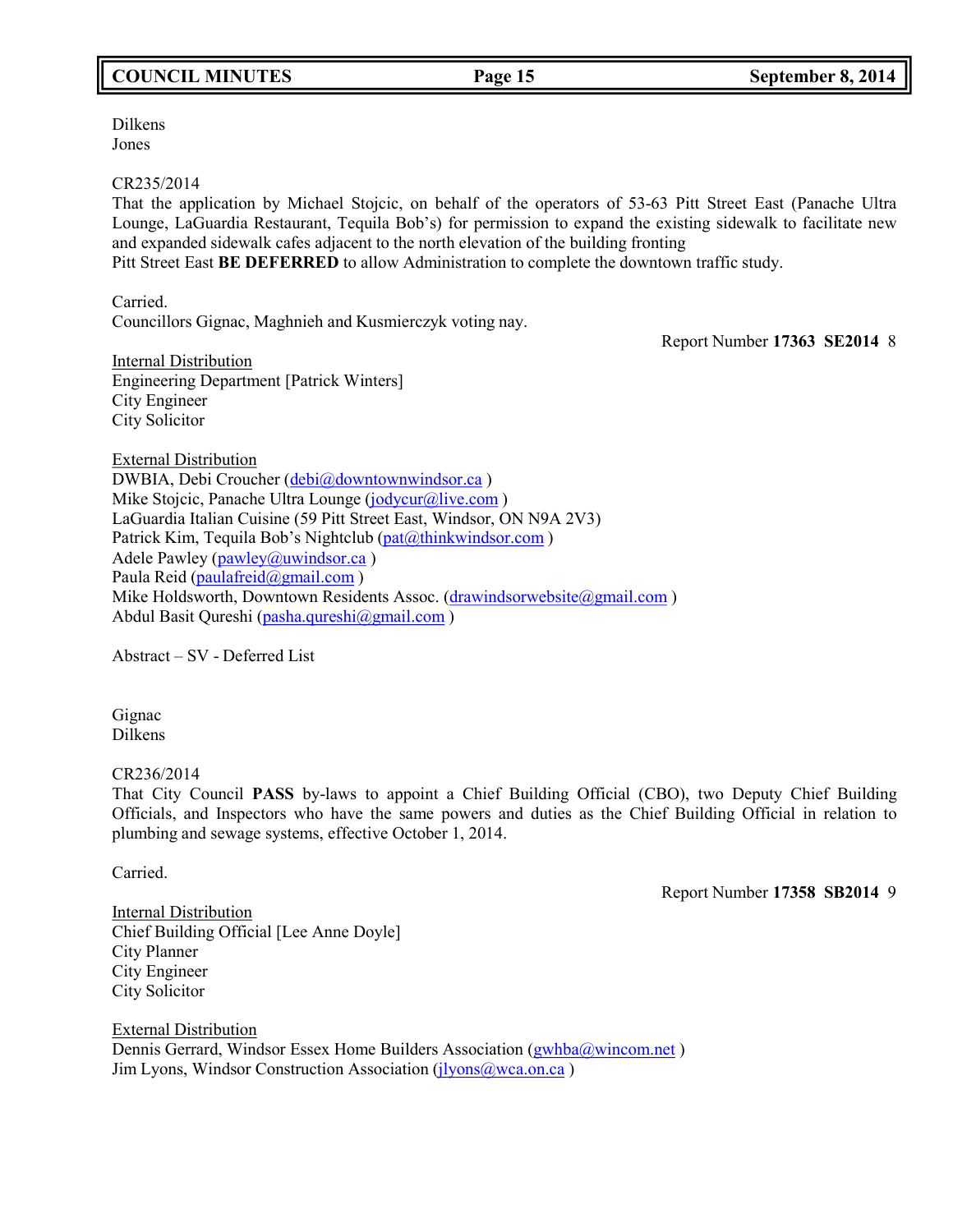Dilkens
Jones

CR235/2014
That the application by Michael Stojcic, on behalf of the operators of 53-63 Pitt Street East (Panache Ultra Lounge, LaGuardia Restaurant, Tequila Bob's) for permission to expand the existing sidewalk to facilitate new and expanded sidewalk cafes adjacent to the north elevation of the building fronting
Pitt Street East **BE DEFERRED** to allow Administration to complete the downtown traffic study.

Carried.
Councillors Gignac, Maghnieh and Kusmierczyk voting nay.

Report Number **17363 SE2014** 8

Internal Distribution
Engineering Department [Patrick Winters]
City Engineer
City Solicitor

External Distribution
DWBIA, Debi Croucher (debi@downtownwindsor.ca )
Mike Stojcic, Panache Ultra Lounge (jodycur@live.com )
LaGuardia Italian Cuisine (59 Pitt Street East, Windsor, ON N9A 2V3)
Patrick Kim, Tequila Bob's Nightclub (pat@thinkwindsor.com )
Adele Pawley (pawley@uwindsor.ca )
Paula Reid (paulafreid@gmail.com )
Mike Holdsworth, Downtown Residents Assoc. (drawindsorwebsite@gmail.com )
Abdul Basit Qureshi (pasha.qureshi@gmail.com )

Abstract – SV - Deferred List

Gignac
Dilkens

CR236/2014
That City Council **PASS** by-laws to appoint a Chief Building Official (CBO), two Deputy Chief Building Officials, and Inspectors who have the same powers and duties as the Chief Building Official in relation to plumbing and sewage systems, effective October 1, 2014.

Carried.

Report Number **17358 SB2014** 9

Internal Distribution
Chief Building Official [Lee Anne Doyle]
City Planner
City Engineer
City Solicitor

External Distribution
Dennis Gerrard, Windsor Essex Home Builders Association (gwhba@wincom.net )
Jim Lyons, Windsor Construction Association (jlyons@wca.on.ca )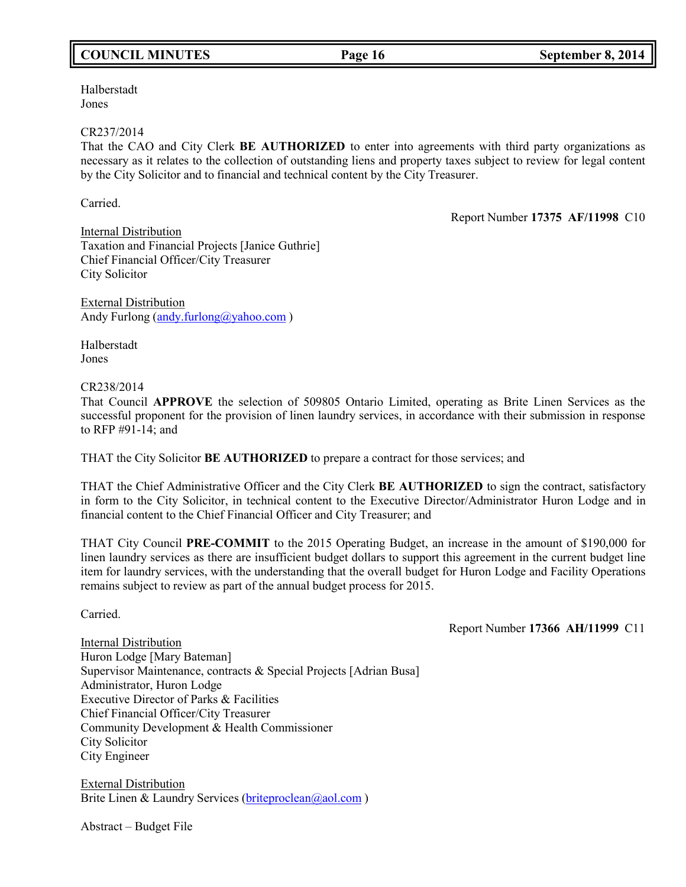Halberstadt
Jones

CR237/2014
That the CAO and City Clerk **BE AUTHORIZED** to enter into agreements with third party organizations as necessary as it relates to the collection of outstanding liens and property taxes subject to review for legal content by the City Solicitor and to financial and technical content by the City Treasurer.

Carried.

Report Number **17375 AF/11998** C10

Internal Distribution
Taxation and Financial Projects [Janice Guthrie]
Chief Financial Officer/City Treasurer
City Solicitor

External Distribution
Andy Furlong (andy.furlong@yahoo.com )

Halberstadt
Jones

CR238/2014
That Council **APPROVE** the selection of 509805 Ontario Limited, operating as Brite Linen Services as the successful proponent for the provision of linen laundry services, in accordance with their submission in response to RFP #91-14; and

THAT the City Solicitor **BE AUTHORIZED** to prepare a contract for those services; and

THAT the Chief Administrative Officer and the City Clerk **BE AUTHORIZED** to sign the contract, satisfactory in form to the City Solicitor, in technical content to the Executive Director/Administrator Huron Lodge and in financial content to the Chief Financial Officer and City Treasurer; and

THAT City Council **PRE-COMMIT** to the 2015 Operating Budget, an increase in the amount of $190,000 for linen laundry services as there are insufficient budget dollars to support this agreement in the current budget line item for laundry services, with the understanding that the overall budget for Huron Lodge and Facility Operations remains subject to review as part of the annual budget process for 2015.

Carried.

Report Number **17366 AH/11999** C11

Internal Distribution
Huron Lodge [Mary Bateman]
Supervisor Maintenance, contracts & Special Projects [Adrian Busa]
Administrator, Huron Lodge
Executive Director of Parks & Facilities
Chief Financial Officer/City Treasurer
Community Development & Health Commissioner
City Solicitor
City Engineer

External Distribution
Brite Linen & Laundry Services (briteproclean@aol.com )

Abstract – Budget File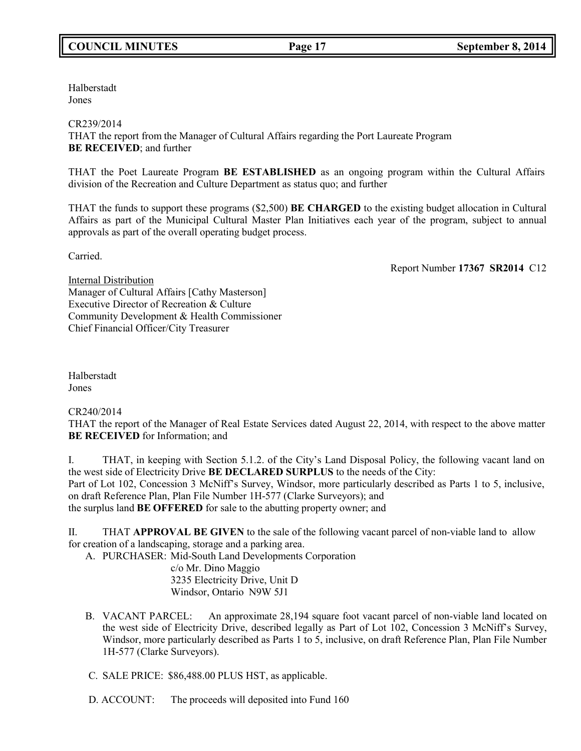Halberstadt
Jones

CR239/2014
THAT the report from the Manager of Cultural Affairs regarding the Port Laureate Program **BE RECEIVED**; and further

THAT the Poet Laureate Program **BE ESTABLISHED** as an ongoing program within the Cultural Affairs division of the Recreation and Culture Department as status quo; and further

THAT the funds to support these programs ($2,500) **BE CHARGED** to the existing budget allocation in Cultural Affairs as part of the Municipal Cultural Master Plan Initiatives each year of the program, subject to annual approvals as part of the overall operating budget process.

Carried.

Report Number **17367 SR2014** C12

Internal Distribution
Manager of Cultural Affairs [Cathy Masterson]
Executive Director of Recreation & Culture
Community Development & Health Commissioner
Chief Financial Officer/City Treasurer

Halberstadt
Jones

CR240/2014
THAT the report of the Manager of Real Estate Services dated August 22, 2014, with respect to the above matter **BE RECEIVED** for Information; and

I. THAT, in keeping with Section 5.1.2. of the City's Land Disposal Policy, the following vacant land on the west side of Electricity Drive **BE DECLARED SURPLUS** to the needs of the City:
Part of Lot 102, Concession 3 McNiff's Survey, Windsor, more particularly described as Parts 1 to 5, inclusive, on draft Reference Plan, Plan File Number 1H-577 (Clarke Surveyors); and
the surplus land **BE OFFERED** for sale to the abutting property owner; and

II. THAT **APPROVAL BE GIVEN** to the sale of the following vacant parcel of non-viable land to allow for creation of a landscaping, storage and a parking area.

A. PURCHASER: Mid-South Land Developments Corporation
c/o Mr. Dino Maggio
3235 Electricity Drive, Unit D
Windsor, Ontario N9W 5J1

B. VACANT PARCEL: An approximate 28,194 square foot vacant parcel of non-viable land located on the west side of Electricity Drive, described legally as Part of Lot 102, Concession 3 McNiff's Survey, Windsor, more particularly described as Parts 1 to 5, inclusive, on draft Reference Plan, Plan File Number 1H-577 (Clarke Surveyors).

C. SALE PRICE: $86,488.00 PLUS HST, as applicable.

D. ACCOUNT: The proceeds will deposited into Fund 160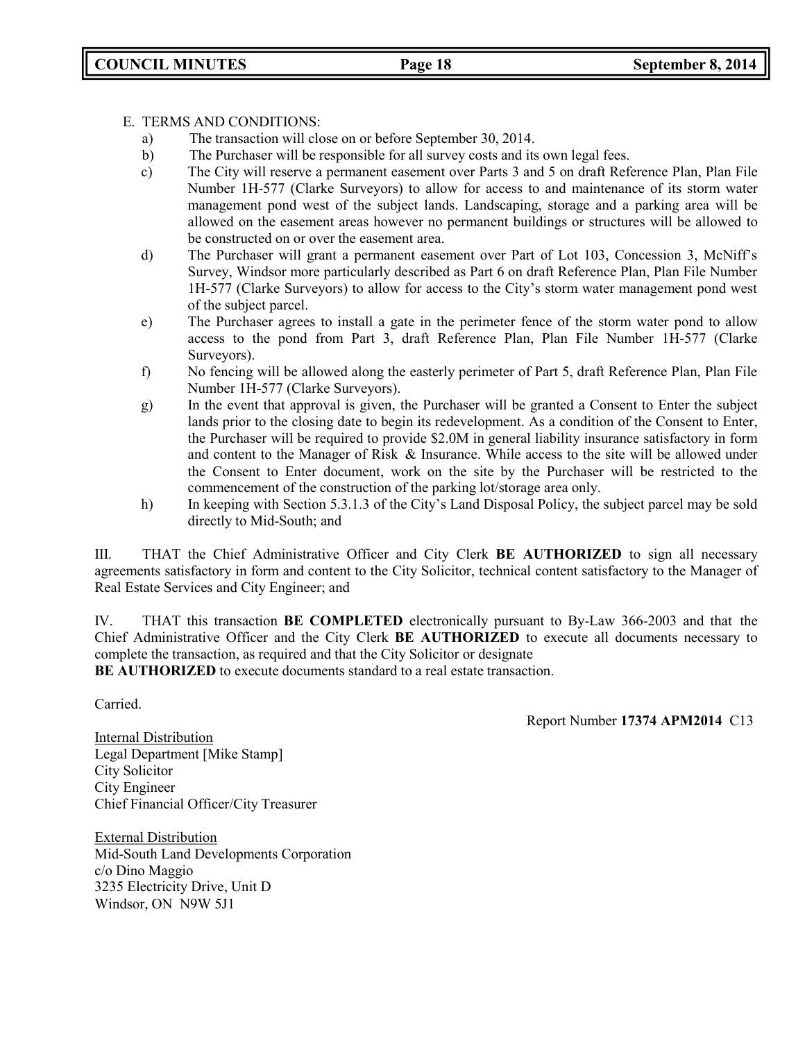E. TERMS AND CONDITIONS:

a) The transaction will close on or before September 30, 2014.

b) The Purchaser will be responsible for all survey costs and its own legal fees.

c) The City will reserve a permanent easement over Parts 3 and 5 on draft Reference Plan, Plan File Number 1H-577 (Clarke Surveyors) to allow for access to and maintenance of its storm water management pond west of the subject lands. Landscaping, storage and a parking area will be allowed on the easement areas however no permanent buildings or structures will be allowed to be constructed on or over the easement area.

d) The Purchaser will grant a permanent easement over Part of Lot 103, Concession 3, McNiff's Survey, Windsor more particularly described as Part 6 on draft Reference Plan, Plan File Number 1H-577 (Clarke Surveyors) to allow for access to the City's storm water management pond west of the subject parcel.

e) The Purchaser agrees to install a gate in the perimeter fence of the storm water pond to allow access to the pond from Part 3, draft Reference Plan, Plan File Number 1H-577 (Clarke Surveyors).

f) No fencing will be allowed along the easterly perimeter of Part 5, draft Reference Plan, Plan File Number 1H-577 (Clarke Surveyors).

g) In the event that approval is given, the Purchaser will be granted a Consent to Enter the subject lands prior to the closing date to begin its redevelopment. As a condition of the Consent to Enter, the Purchaser will be required to provide $2.0M in general liability insurance satisfactory in form and content to the Manager of Risk & Insurance. While access to the site will be allowed under the Consent to Enter document, work on the site by the Purchaser will be restricted to the commencement of the construction of the parking lot/storage area only.

h) In keeping with Section 5.3.1.3 of the City's Land Disposal Policy, the subject parcel may be sold directly to Mid-South; and

III. THAT the Chief Administrative Officer and City Clerk **BE AUTHORIZED** to sign all necessary agreements satisfactory in form and content to the City Solicitor, technical content satisfactory to the Manager of Real Estate Services and City Engineer; and

IV. THAT this transaction **BE COMPLETED** electronically pursuant to By-Law 366-2003 and that the Chief Administrative Officer and the City Clerk **BE AUTHORIZED** to execute all documents necessary to complete the transaction, as required and that the City Solicitor or designate **BE AUTHORIZED** to execute documents standard to a real estate transaction.

Carried.

Report Number **17374 APM2014** C13

<u>Internal Distribution</u>
Legal Department [Mike Stamp]
City Solicitor
City Engineer
Chief Financial Officer/City Treasurer

<u>External Distribution</u>
Mid-South Land Developments Corporation
c/o Dino Maggio
3235 Electricity Drive, Unit D
Windsor, ON N9W 5J1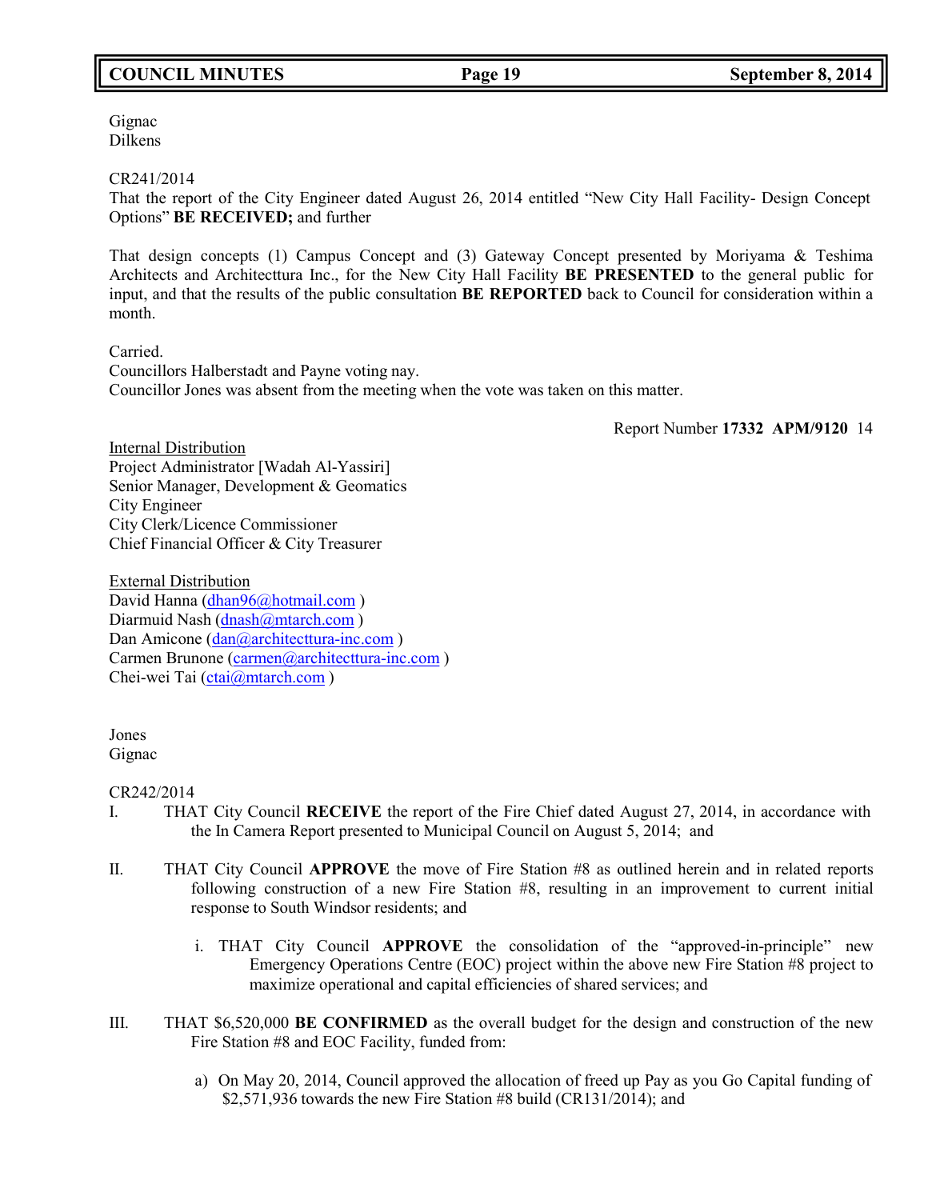Gignac
Dilkens

CR241/2014
That the report of the City Engineer dated August 26, 2014 entitled "New City Hall Facility- Design Concept Options" **BE RECEIVED;** and further

That design concepts (1) Campus Concept and (3) Gateway Concept presented by Moriyama & Teshima Architects and Architecttura Inc., for the New City Hall Facility **BE PRESENTED** to the general public for input, and that the results of the public consultation **BE REPORTED** back to Council for consideration within a month.

Carried.
Councillors Halberstadt and Payne voting nay.
Councillor Jones was absent from the meeting when the vote was taken on this matter.

Report Number **17332 APM/9120** 14

<u>Internal Distribution</u>
Project Administrator [Wadah Al-Yassiri]
Senior Manager, Development & Geomatics
City Engineer
City Clerk/Licence Commissioner
Chief Financial Officer & City Treasurer

<u>External Distribution</u>
David Hanna (dhan96@hotmail.com )
Diarmuid Nash (dnash@mtarch.com )
Dan Amicone (dan@architecttura-inc.com )
Carmen Brunone (carmen@architecttura-inc.com )
Chei-wei Tai (ctai@mtarch.com )

Jones
Gignac

CR242/2014

I. THAT City Council **RECEIVE** the report of the Fire Chief dated August 27, 2014, in accordance with the In Camera Report presented to Municipal Council on August 5, 2014; and

II. THAT City Council **APPROVE** the move of Fire Station #8 as outlined herein and in related reports following construction of a new Fire Station #8, resulting in an improvement to current initial response to South Windsor residents; and

   i. THAT City Council **APPROVE** the consolidation of the "approved-in-principle" new Emergency Operations Centre (EOC) project within the above new Fire Station #8 project to maximize operational and capital efficiencies of shared services; and

III. THAT $6,520,000 **BE CONFIRMED** as the overall budget for the design and construction of the new Fire Station #8 and EOC Facility, funded from:

   a) On May 20, 2014, Council approved the allocation of freed up Pay as you Go Capital funding of $2,571,936 towards the new Fire Station #8 build (CR131/2014); and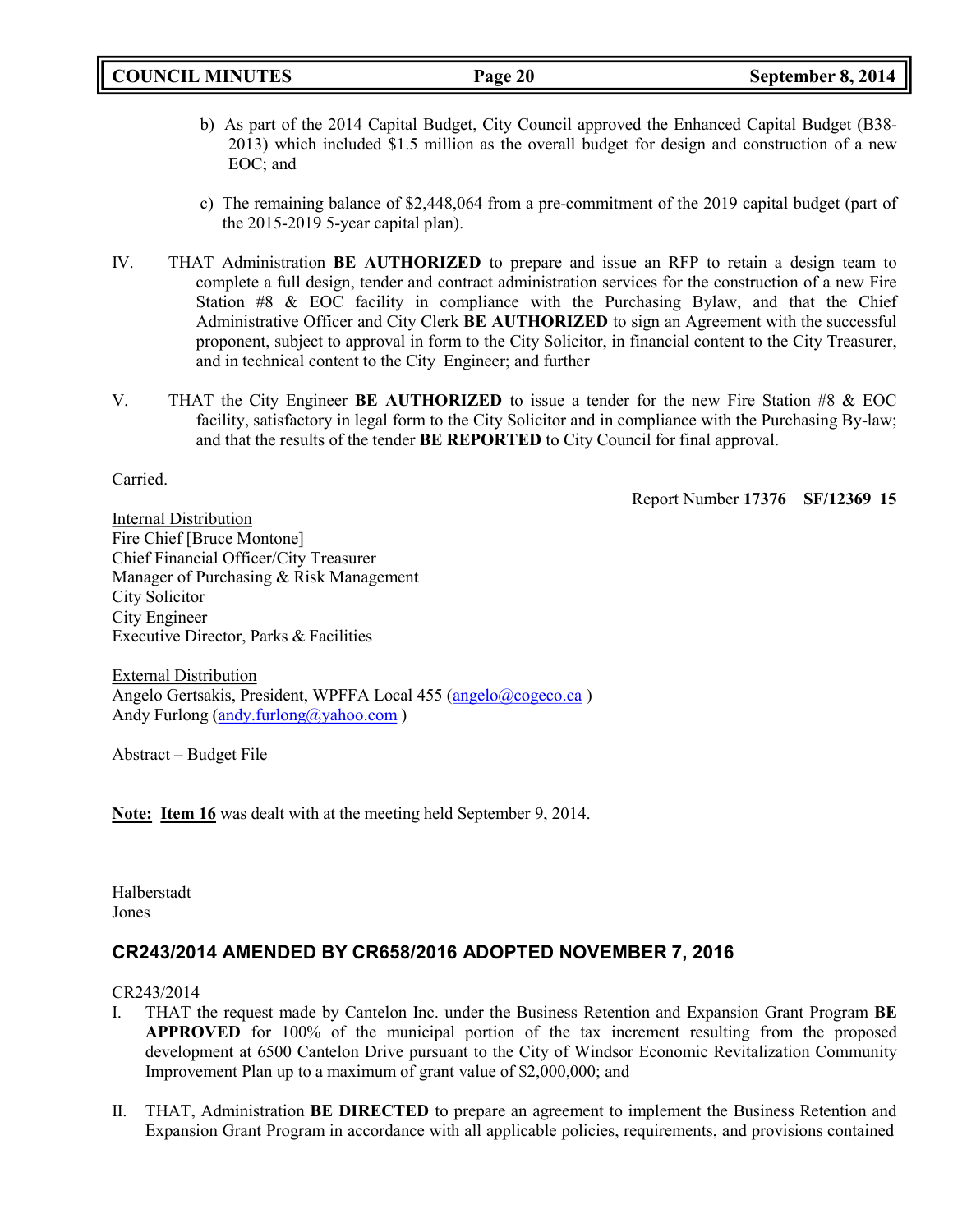b) As part of the 2014 Capital Budget, City Council approved the Enhanced Capital Budget (B38-2013) which included $1.5 million as the overall budget for design and construction of a new EOC; and

c) The remaining balance of $2,448,064 from a pre-commitment of the 2019 capital budget (part of the 2015-2019 5-year capital plan).

IV. THAT Administration **BE AUTHORIZED** to prepare and issue an RFP to retain a design team to complete a full design, tender and contract administration services for the construction of a new Fire Station #8 & EOC facility in compliance with the Purchasing Bylaw, and that the Chief Administrative Officer and City Clerk **BE AUTHORIZED** to sign an Agreement with the successful proponent, subject to approval in form to the City Solicitor, in financial content to the City Treasurer, and in technical content to the City Engineer; and further

V. THAT the City Engineer **BE AUTHORIZED** to issue a tender for the new Fire Station #8 & EOC facility, satisfactory in legal form to the City Solicitor and in compliance with the Purchasing By-law; and that the results of the tender **BE REPORTED** to City Council for final approval.

Carried.

Report Number **17376 SF/12369 15**

Internal Distribution
Fire Chief [Bruce Montone]
Chief Financial Officer/City Treasurer
Manager of Purchasing & Risk Management
City Solicitor
City Engineer
Executive Director, Parks & Facilities

External Distribution
Angelo Gertsakis, President, WPFFA Local 455 (angelo@cogeco.ca )
Andy Furlong (andy.furlong@yahoo.com )

Abstract – Budget File

**Note: Item 16** was dealt with at the meeting held September 9, 2014.

Halberstadt
Jones

## CR243/2014 AMENDED BY CR658/2016 ADOPTED NOVEMBER 7, 2016

CR243/2014

I. THAT the request made by Cantelon Inc. under the Business Retention and Expansion Grant Program **BE APPROVED** for 100% of the municipal portion of the tax increment resulting from the proposed development at 6500 Cantelon Drive pursuant to the City of Windsor Economic Revitalization Community Improvement Plan up to a maximum of grant value of $2,000,000; and

II. THAT, Administration **BE DIRECTED** to prepare an agreement to implement the Business Retention and Expansion Grant Program in accordance with all applicable policies, requirements, and provisions contained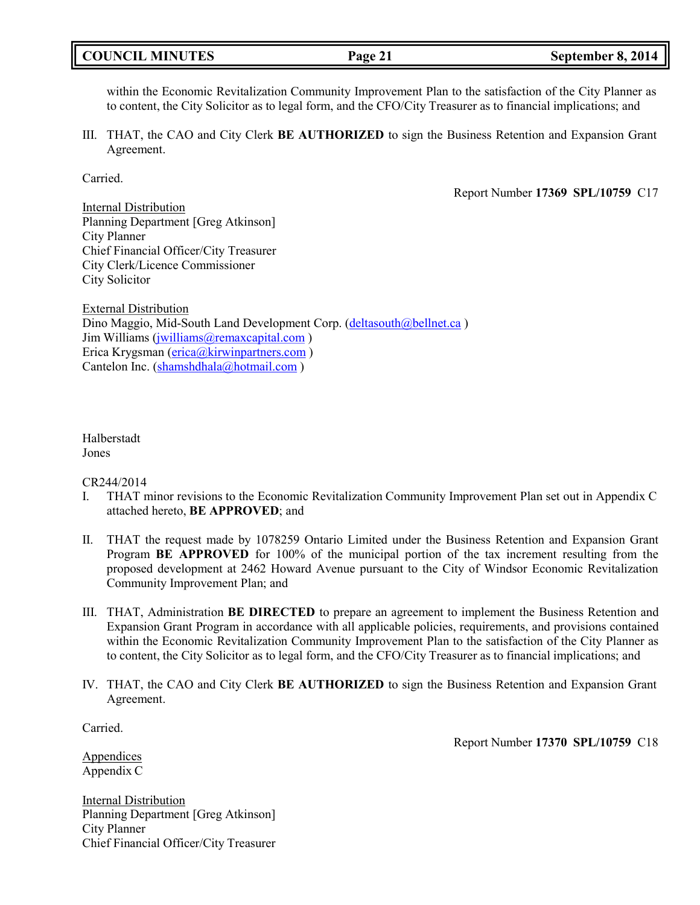within the Economic Revitalization Community Improvement Plan to the satisfaction of the City Planner as to content, the City Solicitor as to legal form, and the CFO/City Treasurer as to financial implications; and

III. THAT, the CAO and City Clerk **BE AUTHORIZED** to sign the Business Retention and Expansion Grant Agreement.

Carried.

Report Number **17369 SPL/10759** C17

Internal Distribution
Planning Department [Greg Atkinson]
City Planner
Chief Financial Officer/City Treasurer
City Clerk/Licence Commissioner
City Solicitor

External Distribution
Dino Maggio, Mid-South Land Development Corp. (deltasouth@bellnet.ca )
Jim Williams (jwilliams@remaxcapital.com )
Erica Krygsman (erica@kirwinpartners.com )
Cantelon Inc. (shamshdhala@hotmail.com )

Halberstadt
Jones

CR244/2014

I. THAT minor revisions to the Economic Revitalization Community Improvement Plan set out in Appendix C attached hereto, **BE APPROVED**; and

II. THAT the request made by 1078259 Ontario Limited under the Business Retention and Expansion Grant Program **BE APPROVED** for 100% of the municipal portion of the tax increment resulting from the proposed development at 2462 Howard Avenue pursuant to the City of Windsor Economic Revitalization Community Improvement Plan; and

III. THAT, Administration **BE DIRECTED** to prepare an agreement to implement the Business Retention and Expansion Grant Program in accordance with all applicable policies, requirements, and provisions contained within the Economic Revitalization Community Improvement Plan to the satisfaction of the City Planner as to content, the City Solicitor as to legal form, and the CFO/City Treasurer as to financial implications; and

IV. THAT, the CAO and City Clerk **BE AUTHORIZED** to sign the Business Retention and Expansion Grant Agreement.

Carried.

Report Number **17370 SPL/10759** C18

Appendices
Appendix C

Internal Distribution
Planning Department [Greg Atkinson]
City Planner
Chief Financial Officer/City Treasurer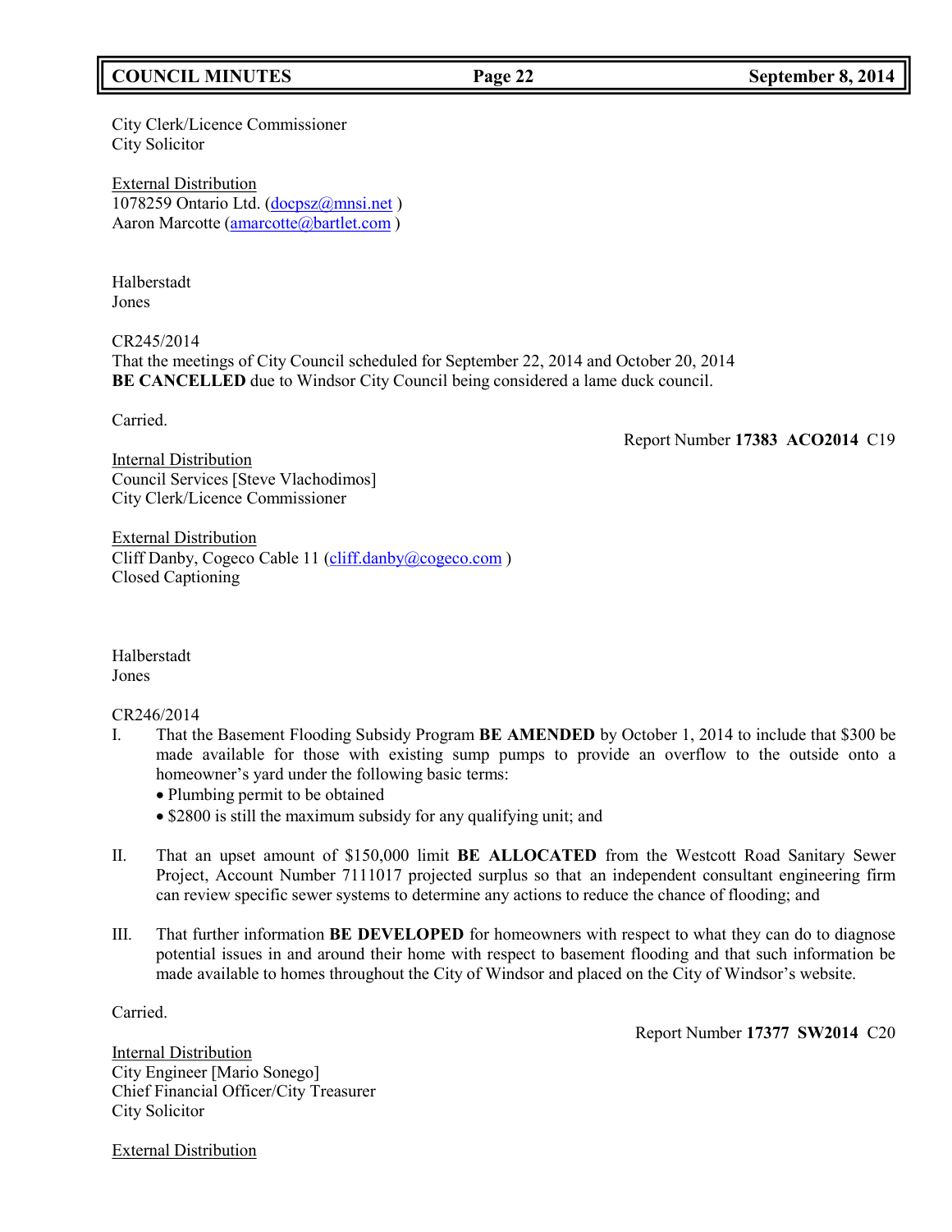City Clerk/Licence Commissioner
City Solicitor

External Distribution
1078259 Ontario Ltd. (docpsz@mnsi.net )
Aaron Marcotte (amarcotte@bartlet.com )

Halberstadt
Jones

CR245/2014
That the meetings of City Council scheduled for September 22, 2014 and October 20, 2014 **BE CANCELLED** due to Windsor City Council being considered a lame duck council.

Carried.

Report Number **17383 ACO2014** C19

Internal Distribution
Council Services [Steve Vlachodimos]
City Clerk/Licence Commissioner

External Distribution
Cliff Danby, Cogeco Cable 11 (cliff.danby@cogeco.com )
Closed Captioning

Halberstadt
Jones

CR246/2014

I. That the Basement Flooding Subsidy Program **BE AMENDED** by October 1, 2014 to include that $300 be made available for those with existing sump pumps to provide an overflow to the outside onto a homeowner's yard under the following basic terms:
   - Plumbing permit to be obtained
   - $2800 is still the maximum subsidy for any qualifying unit; and

II. That an upset amount of $150,000 limit **BE ALLOCATED** from the Westcott Road Sanitary Sewer Project, Account Number 7111017 projected surplus so that an independent consultant engineering firm can review specific sewer systems to determine any actions to reduce the chance of flooding; and

III. That further information **BE DEVELOPED** for homeowners with respect to what they can do to diagnose potential issues in and around their home with respect to basement flooding and that such information be made available to homes throughout the City of Windsor and placed on the City of Windsor's website.

Carried.

Report Number **17377 SW2014** C20

Internal Distribution
City Engineer [Mario Sonego]
Chief Financial Officer/City Treasurer
City Solicitor

External Distribution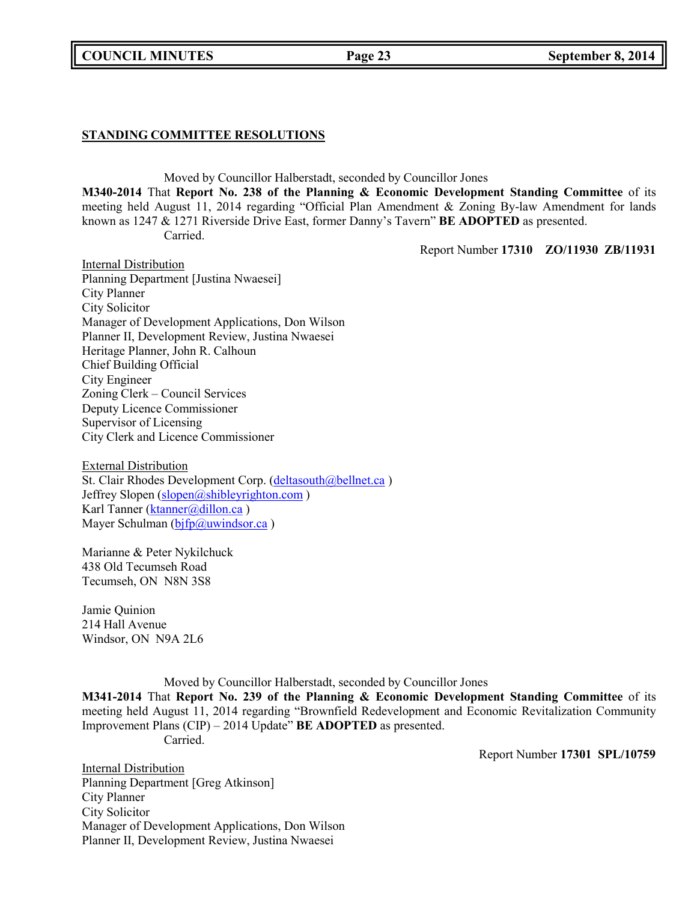## STANDING COMMITTEE RESOLUTIONS

Moved by Councillor Halberstadt, seconded by Councillor Jones

**M340-2014** That **Report No. 238 of the Planning & Economic Development Standing Committee** of its meeting held August 11, 2014 regarding "Official Plan Amendment & Zoning By-law Amendment for lands known as 1247 & 1271 Riverside Drive East, former Danny's Tavern" **BE ADOPTED** as presented.

Carried.

Report Number **17310 ZO/11930 ZB/11931**

Internal Distribution

Planning Department [Justina Nwaesei]
City Planner
City Solicitor
Manager of Development Applications, Don Wilson
Planner II, Development Review, Justina Nwaesei
Heritage Planner, John R. Calhoun
Chief Building Official
City Engineer
Zoning Clerk – Council Services
Deputy Licence Commissioner
Supervisor of Licensing
City Clerk and Licence Commissioner

External Distribution

St. Clair Rhodes Development Corp. (deltasouth@bellnet.ca )
Jeffrey Slopen (slopen@shibleyrighton.com )
Karl Tanner (ktanner@dillon.ca )
Mayer Schulman (bjfp@uwindsor.ca )

Marianne & Peter Nykilchuck
438 Old Tecumseh Road
Tecumseh, ON N8N 3S8

Jamie Quinion
214 Hall Avenue
Windsor, ON N9A 2L6

Moved by Councillor Halberstadt, seconded by Councillor Jones

**M341-2014** That **Report No. 239 of the Planning & Economic Development Standing Committee** of its meeting held August 11, 2014 regarding "Brownfield Redevelopment and Economic Revitalization Community Improvement Plans (CIP) – 2014 Update" **BE ADOPTED** as presented.

Carried.

Report Number **17301 SPL/10759**

Internal Distribution

Planning Department [Greg Atkinson]
City Planner
City Solicitor
Manager of Development Applications, Don Wilson
Planner II, Development Review, Justina Nwaesei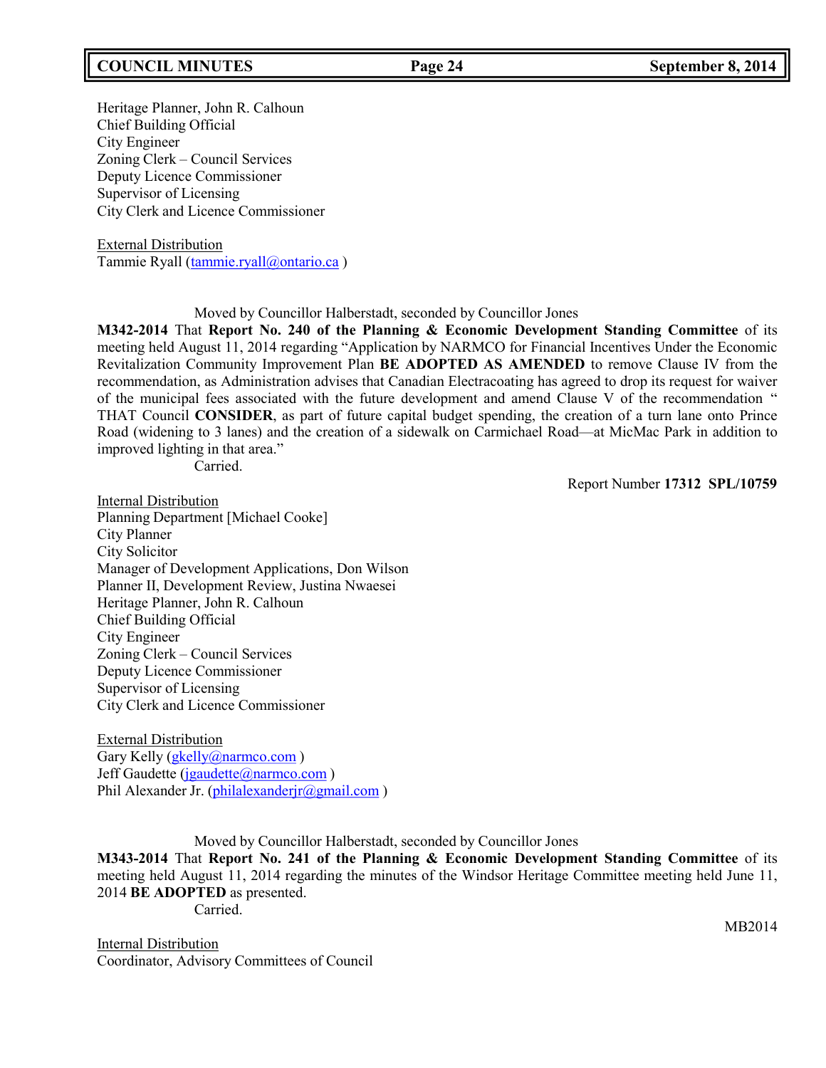Heritage Planner, John R. Calhoun
Chief Building Official
City Engineer
Zoning Clerk – Council Services
Deputy Licence Commissioner
Supervisor of Licensing
City Clerk and Licence Commissioner

External Distribution
Tammie Ryall (tammie.ryall@ontario.ca )

Moved by Councillor Halberstadt, seconded by Councillor Jones
**M342-2014** That **Report No. 240 of the Planning & Economic Development Standing Committee** of its meeting held August 11, 2014 regarding "Application by NARMCO for Financial Incentives Under the Economic Revitalization Community Improvement Plan **BE ADOPTED AS AMENDED** to remove Clause IV from the recommendation, as Administration advises that Canadian Electracoating has agreed to drop its request for waiver of the municipal fees associated with the future development and amend Clause V of the recommendation " THAT Council **CONSIDER**, as part of future capital budget spending, the creation of a turn lane onto Prince Road (widening to 3 lanes) and the creation of a sidewalk on Carmichael Road—at MicMac Park in addition to improved lighting in that area."
Carried.

Report Number **17312 SPL/10759**

Internal Distribution
Planning Department [Michael Cooke]
City Planner
City Solicitor
Manager of Development Applications, Don Wilson
Planner II, Development Review, Justina Nwaesei
Heritage Planner, John R. Calhoun
Chief Building Official
City Engineer
Zoning Clerk – Council Services
Deputy Licence Commissioner
Supervisor of Licensing
City Clerk and Licence Commissioner

External Distribution
Gary Kelly (gkelly@narmco.com )
Jeff Gaudette (jgaudette@narmco.com )
Phil Alexander Jr. (philalexanderjr@gmail.com )

Moved by Councillor Halberstadt, seconded by Councillor Jones
**M343-2014** That **Report No. 241 of the Planning & Economic Development Standing Committee** of its meeting held August 11, 2014 regarding the minutes of the Windsor Heritage Committee meeting held June 11, 2014 **BE ADOPTED** as presented.
Carried.

MB2014

Internal Distribution
Coordinator, Advisory Committees of Council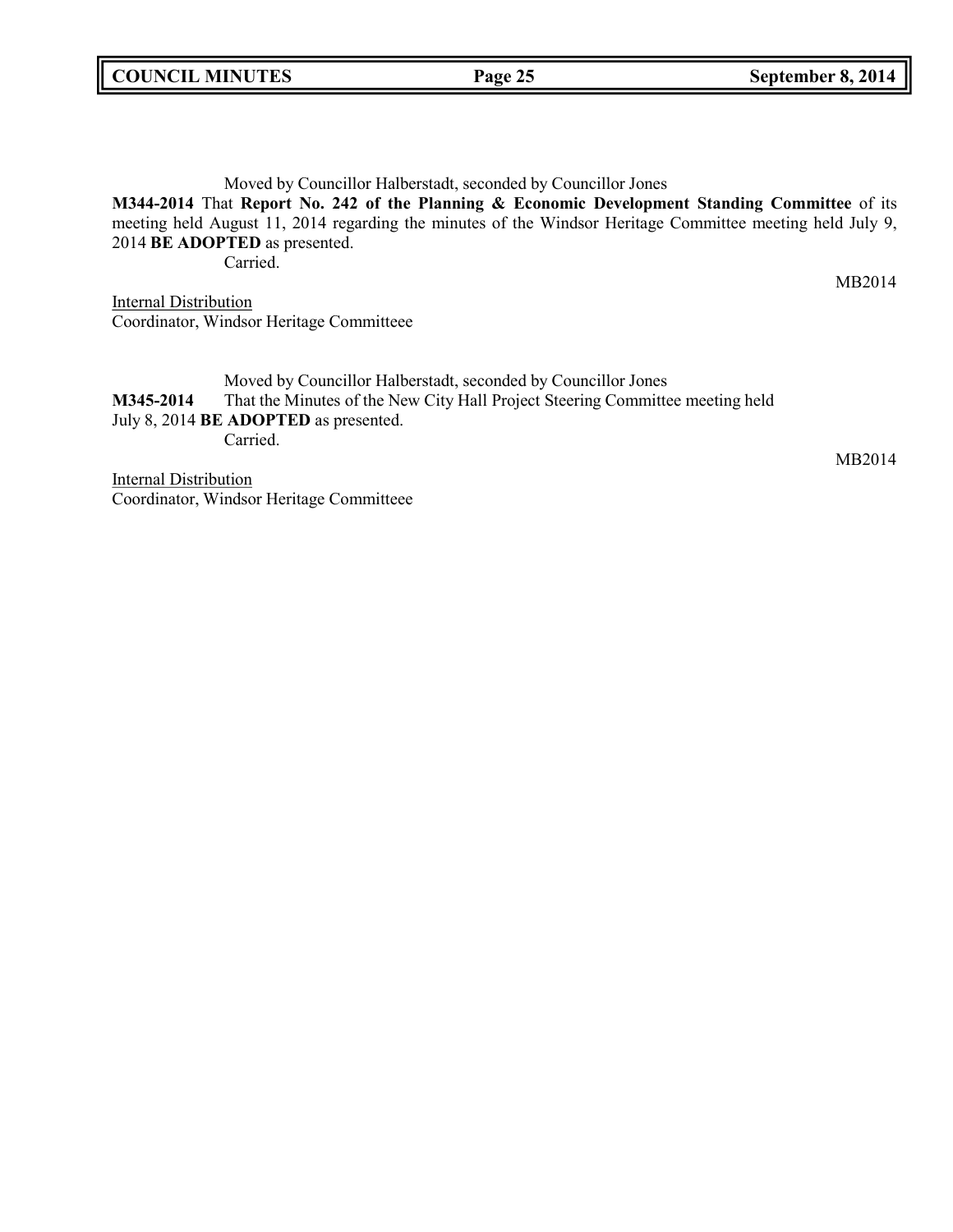Moved by Councillor Halberstadt, seconded by Councillor Jones

**M344-2014** That **Report No. 242 of the Planning & Economic Development Standing Committee** of its meeting held August 11, 2014 regarding the minutes of the Windsor Heritage Committee meeting held July 9, 2014 **BE ADOPTED** as presented.

Carried.

MB2014

Internal Distribution

Coordinator, Windsor Heritage Committeee

Moved by Councillor Halberstadt, seconded by Councillor Jones

**M345-2014** That the Minutes of the New City Hall Project Steering Committee meeting held July 8, 2014 **BE ADOPTED** as presented.

Carried.

MB2014

Internal Distribution

Coordinator, Windsor Heritage Committeee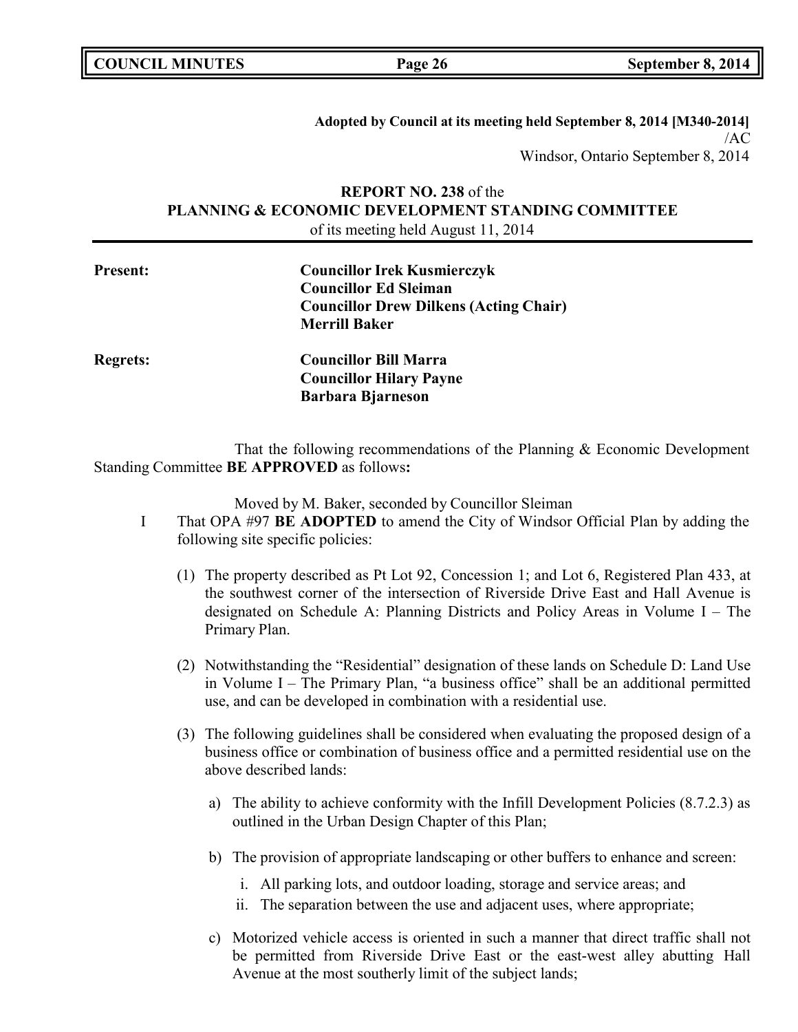**Adopted by Council at its meeting held September 8, 2014 [M340-2014]**
/AC
Windsor, Ontario September 8, 2014

**REPORT NO. 238** of the
**PLANNING & ECONOMIC DEVELOPMENT STANDING COMMITTEE**
of its meeting held August 11, 2014

**Present:** **Councillor Irek Kusmierczyk**
**Councillor Ed Sleiman**
**Councillor Drew Dilkens (Acting Chair)**
**Merrill Baker**

**Regrets:** **Councillor Bill Marra**
**Councillor Hilary Payne**
**Barbara Bjarneson**

That the following recommendations of the Planning & Economic Development Standing Committee **BE APPROVED** as follows**:**

Moved by M. Baker, seconded by Councillor Sleiman

I That OPA #97 **BE ADOPTED** to amend the City of Windsor Official Plan by adding the following site specific policies:

(1) The property described as Pt Lot 92, Concession 1; and Lot 6, Registered Plan 433, at the southwest corner of the intersection of Riverside Drive East and Hall Avenue is designated on Schedule A: Planning Districts and Policy Areas in Volume I – The Primary Plan.

(2) Notwithstanding the "Residential" designation of these lands on Schedule D: Land Use in Volume I – The Primary Plan, "a business office" shall be an additional permitted use, and can be developed in combination with a residential use.

(3) The following guidelines shall be considered when evaluating the proposed design of a business office or combination of business office and a permitted residential use on the above described lands:

a) The ability to achieve conformity with the Infill Development Policies (8.7.2.3) as outlined in the Urban Design Chapter of this Plan;

b) The provision of appropriate landscaping or other buffers to enhance and screen:

i. All parking lots, and outdoor loading, storage and service areas; and
ii. The separation between the use and adjacent uses, where appropriate;

c) Motorized vehicle access is oriented in such a manner that direct traffic shall not be permitted from Riverside Drive East or the east-west alley abutting Hall Avenue at the most southerly limit of the subject lands;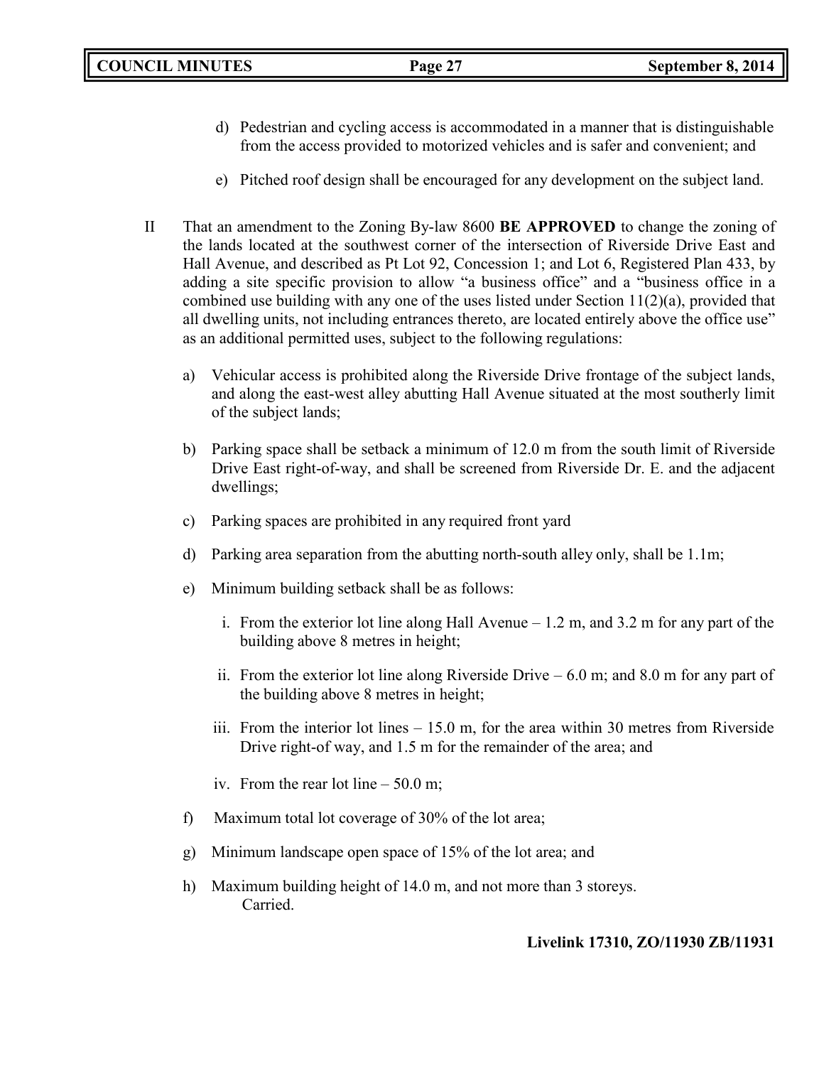d) Pedestrian and cycling access is accommodated in a manner that is distinguishable from the access provided to motorized vehicles and is safer and convenient; and

e) Pitched roof design shall be encouraged for any development on the subject land.

II That an amendment to the Zoning By-law 8600 **BE APPROVED** to change the zoning of the lands located at the southwest corner of the intersection of Riverside Drive East and Hall Avenue, and described as Pt Lot 92, Concession 1; and Lot 6, Registered Plan 433, by adding a site specific provision to allow "a business office" and a "business office in a combined use building with any one of the uses listed under Section 11(2)(a), provided that all dwelling units, not including entrances thereto, are located entirely above the office use" as an additional permitted uses, subject to the following regulations:

a) Vehicular access is prohibited along the Riverside Drive frontage of the subject lands, and along the east-west alley abutting Hall Avenue situated at the most southerly limit of the subject lands;

b) Parking space shall be setback a minimum of 12.0 m from the south limit of Riverside Drive East right-of-way, and shall be screened from Riverside Dr. E. and the adjacent dwellings;

c) Parking spaces are prohibited in any required front yard

d) Parking area separation from the abutting north-south alley only, shall be 1.1m;

e) Minimum building setback shall be as follows:

i. From the exterior lot line along Hall Avenue – 1.2 m, and 3.2 m for any part of the building above 8 metres in height;

ii. From the exterior lot line along Riverside Drive – 6.0 m; and 8.0 m for any part of the building above 8 metres in height;

iii. From the interior lot lines – 15.0 m, for the area within 30 metres from Riverside Drive right-of way, and 1.5 m for the remainder of the area; and

iv. From the rear lot line – 50.0 m;

f) Maximum total lot coverage of 30% of the lot area;

g) Minimum landscape open space of 15% of the lot area; and

h) Maximum building height of 14.0 m, and not more than 3 storeys.
Carried.

**Livelink 17310, ZO/11930 ZB/11931**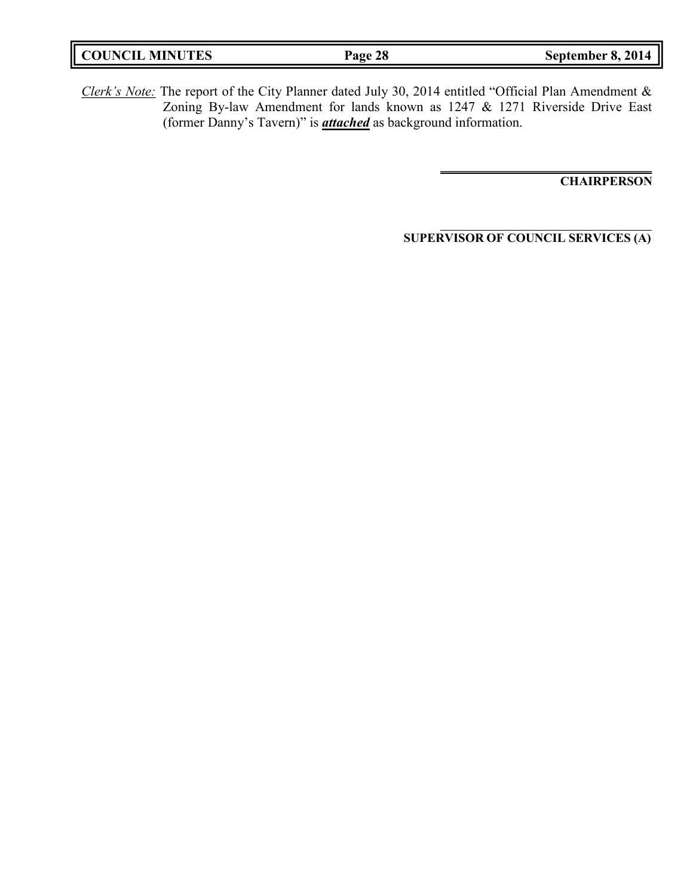*Clerk's Note:* The report of the City Planner dated July 30, 2014 entitled "Official Plan Amendment & Zoning By-law Amendment for lands known as 1247 & 1271 Riverside Drive East (former Danny's Tavern)" is ***attached*** as background information.

**CHAIRPERSON**

**SUPERVISOR OF COUNCIL SERVICES (A)**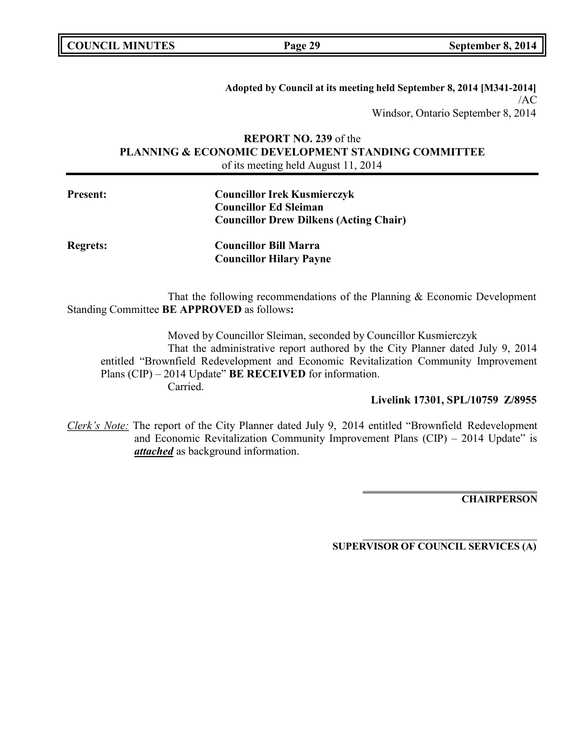**Adopted by Council at its meeting held September 8, 2014 [M341-2014]**
/AC
Windsor, Ontario September 8, 2014

**REPORT NO. 239** of the
**PLANNING & ECONOMIC DEVELOPMENT STANDING COMMITTEE**
of its meeting held August 11, 2014

**Present:** **Councillor Irek Kusmierczyk**
**Councillor Ed Sleiman**
**Councillor Drew Dilkens (Acting Chair)**

**Regrets:** **Councillor Bill Marra**
**Councillor Hilary Payne**

That the following recommendations of the Planning & Economic Development Standing Committee **BE APPROVED** as follows**:**

Moved by Councillor Sleiman, seconded by Councillor Kusmierczyk
That the administrative report authored by the City Planner dated July 9, 2014 entitled "Brownfield Redevelopment and Economic Revitalization Community Improvement Plans (CIP) – 2014 Update" **BE RECEIVED** for information.
Carried.

**Livelink 17301, SPL/10759 Z/8955**

*Clerk's Note:* The report of the City Planner dated July 9, 2014 entitled "Brownfield Redevelopment and Economic Revitalization Community Improvement Plans (CIP) – 2014 Update" is ***attached*** as background information.

**CHAIRPERSON**

**SUPERVISOR OF COUNCIL SERVICES (A)**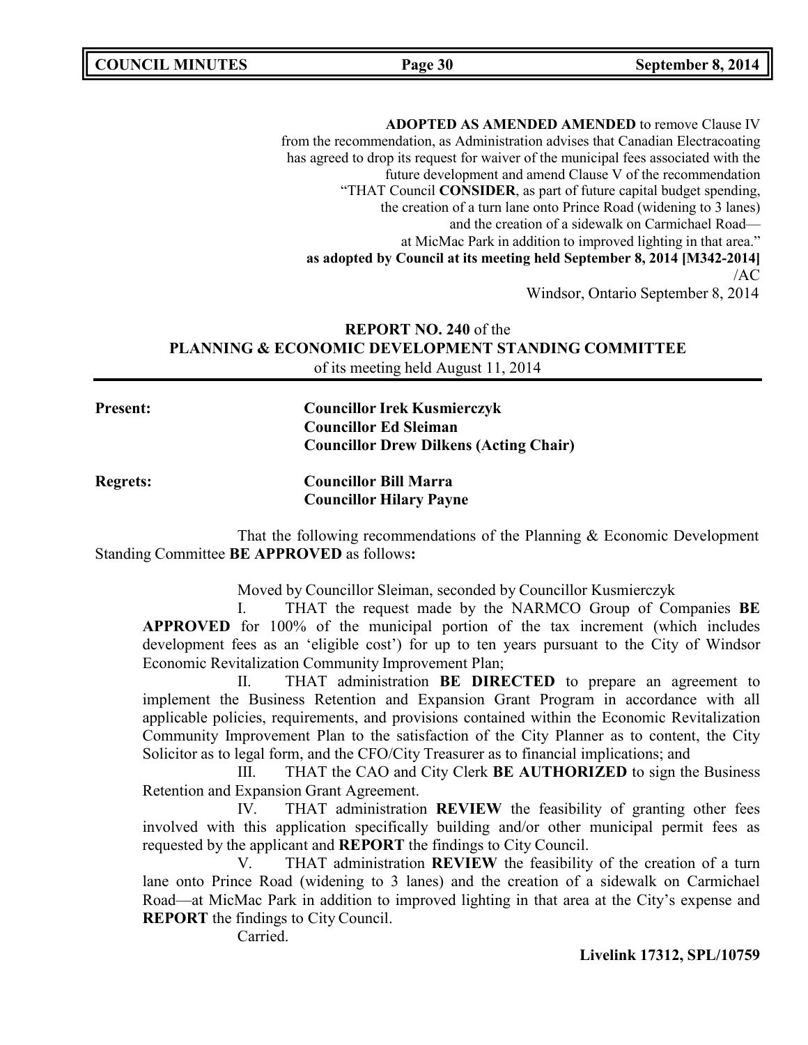**ADOPTED AS AMENDED AMENDED** to remove Clause IV from the recommendation, as Administration advises that Canadian Electracoating has agreed to drop its request for waiver of the municipal fees associated with the future development and amend Clause V of the recommendation "THAT Council **CONSIDER**, as part of future capital budget spending, the creation of a turn lane onto Prince Road (widening to 3 lanes) and the creation of a sidewalk on Carmichael Road— at MicMac Park in addition to improved lighting in that area."
**as adopted by Council at its meeting held September 8, 2014 [M342-2014]**
/AC
Windsor, Ontario September 8, 2014

**REPORT NO. 240** of the
**PLANNING & ECONOMIC DEVELOPMENT STANDING COMMITTEE**
of its meeting held August 11, 2014

**Present:** **Councillor Irek Kusmierczyk**
**Councillor Ed Sleiman**
**Councillor Drew Dilkens (Acting Chair)**

**Regrets:** **Councillor Bill Marra**
**Councillor Hilary Payne**

That the following recommendations of the Planning & Economic Development Standing Committee **BE APPROVED** as follows**:**

Moved by Councillor Sleiman, seconded by Councillor Kusmierczyk

I. THAT the request made by the NARMCO Group of Companies **BE APPROVED** for 100% of the municipal portion of the tax increment (which includes development fees as an 'eligible cost') for up to ten years pursuant to the City of Windsor Economic Revitalization Community Improvement Plan;

II. THAT administration **BE DIRECTED** to prepare an agreement to implement the Business Retention and Expansion Grant Program in accordance with all applicable policies, requirements, and provisions contained within the Economic Revitalization Community Improvement Plan to the satisfaction of the City Planner as to content, the City Solicitor as to legal form, and the CFO/City Treasurer as to financial implications; and

III. THAT the CAO and City Clerk **BE AUTHORIZED** to sign the Business Retention and Expansion Grant Agreement.

IV. THAT administration **REVIEW** the feasibility of granting other fees involved with this application specifically building and/or other municipal permit fees as requested by the applicant and **REPORT** the findings to City Council.

V. THAT administration **REVIEW** the feasibility of the creation of a turn lane onto Prince Road (widening to 3 lanes) and the creation of a sidewalk on Carmichael Road—at MicMac Park in addition to improved lighting in that area at the City's expense and **REPORT** the findings to City Council.

Carried.

**Livelink 17312, SPL/10759**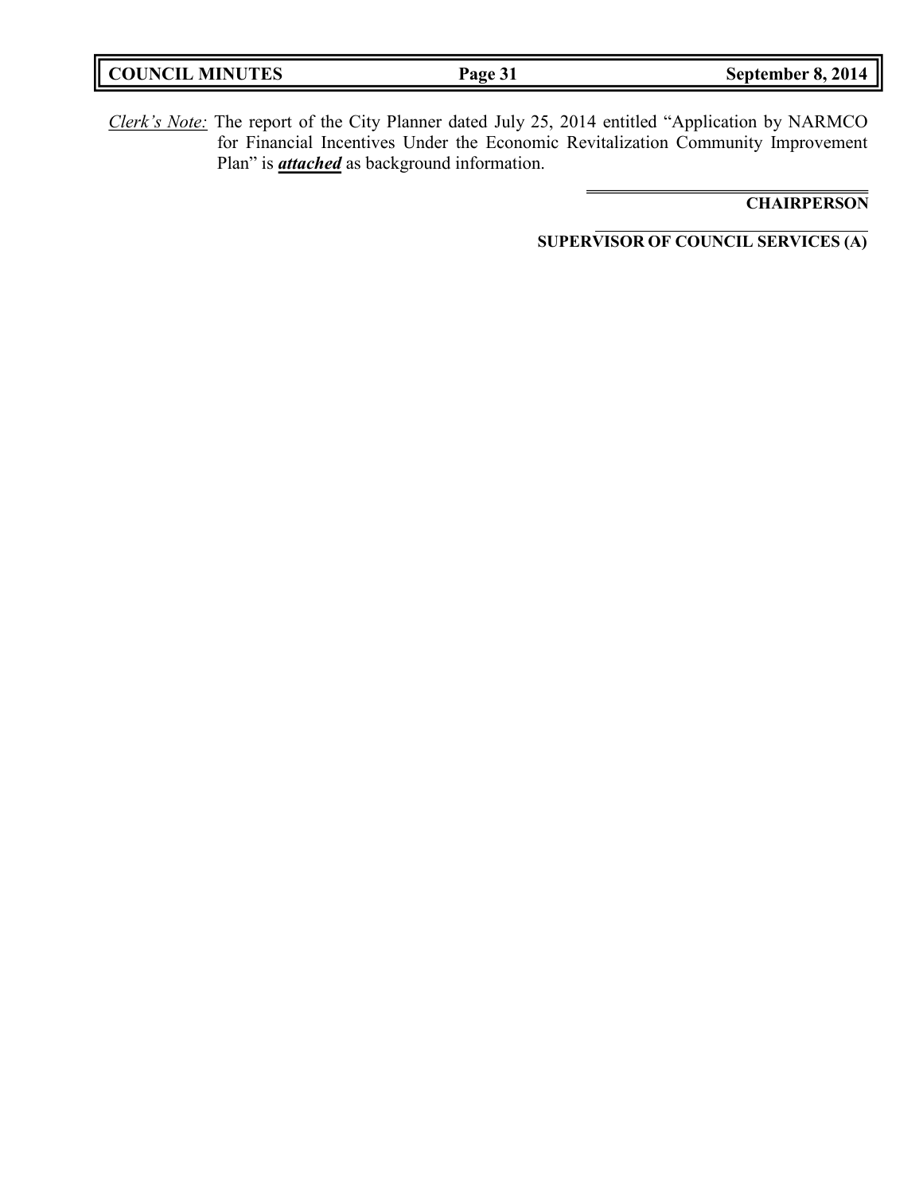*Clerk's Note:* The report of the City Planner dated July 25, 2014 entitled "Application by NARMCO for Financial Incentives Under the Economic Revitalization Community Improvement Plan" is ***attached*** as background information.

**CHAIRPERSON**

**SUPERVISOR OF COUNCIL SERVICES (A)**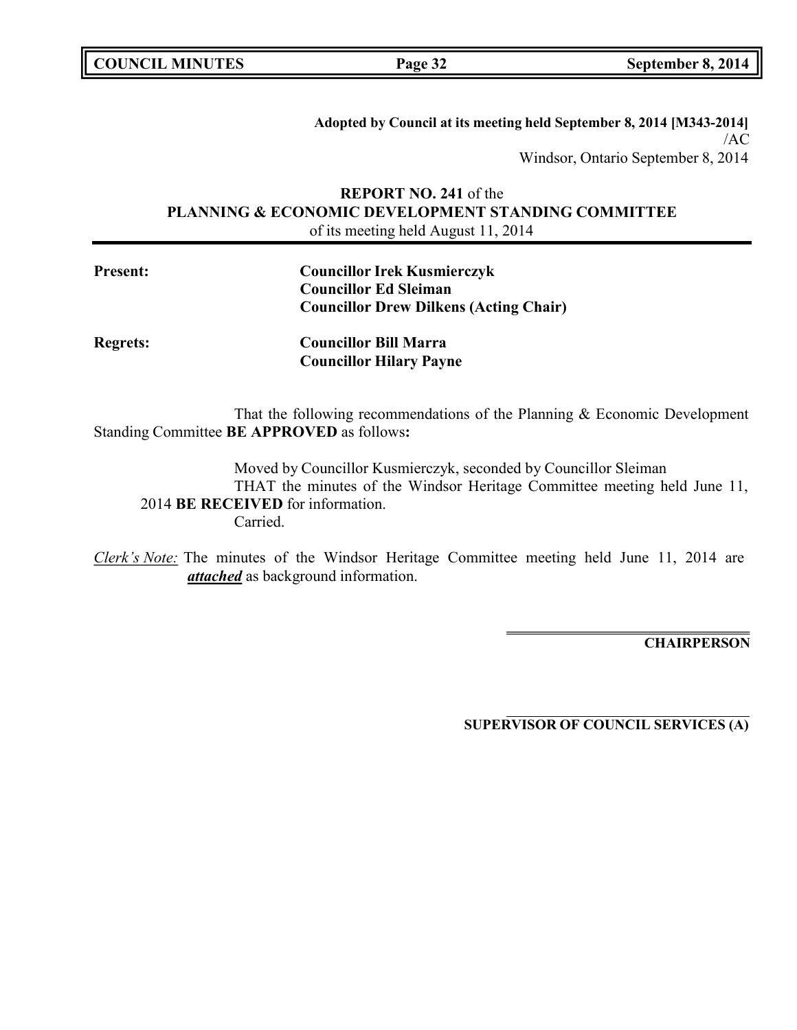**Adopted by Council at its meeting held September 8, 2014 [M343-2014]**
/AC
Windsor, Ontario September 8, 2014

**REPORT NO. 241** of the
**PLANNING & ECONOMIC DEVELOPMENT STANDING COMMITTEE**
of its meeting held August 11, 2014

**Present:** **Councillor Irek Kusmierczyk**
**Councillor Ed Sleiman**
**Councillor Drew Dilkens (Acting Chair)**

**Regrets:** **Councillor Bill Marra**
**Councillor Hilary Payne**

That the following recommendations of the Planning & Economic Development Standing Committee **BE APPROVED** as follows**:**

Moved by Councillor Kusmierczyk, seconded by Councillor Sleiman
THAT the minutes of the Windsor Heritage Committee meeting held June 11, 2014 **BE RECEIVED** for information.
Carried.

*Clerk's Note:* The minutes of the Windsor Heritage Committee meeting held June 11, 2014 are ***attached*** as background information.

**CHAIRPERSON**

**SUPERVISOR OF COUNCIL SERVICES (A)**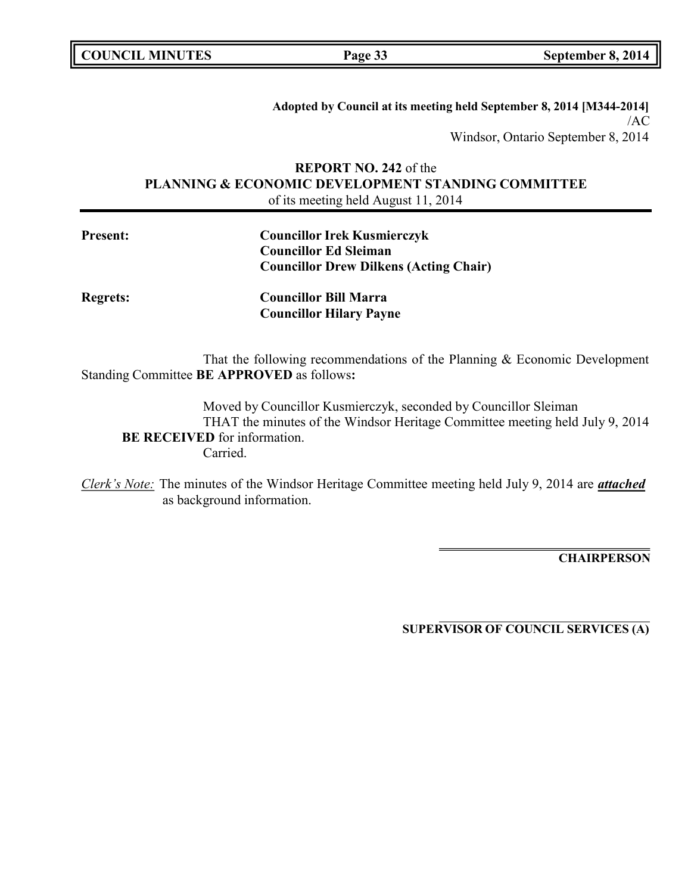**Adopted by Council at its meeting held September 8, 2014 [M344-2014]**
/AC
Windsor, Ontario September 8, 2014

**REPORT NO. 242** of the
**PLANNING & ECONOMIC DEVELOPMENT STANDING COMMITTEE**
of its meeting held August 11, 2014

**Present:** **Councillor Irek Kusmierczyk**
**Councillor Ed Sleiman**
**Councillor Drew Dilkens (Acting Chair)**

**Regrets:** **Councillor Bill Marra**
**Councillor Hilary Payne**

That the following recommendations of the Planning & Economic Development Standing Committee **BE APPROVED** as follows**:**

Moved by Councillor Kusmierczyk, seconded by Councillor Sleiman
THAT the minutes of the Windsor Heritage Committee meeting held July 9, 2014 **BE RECEIVED** for information.
Carried.

*Clerk's Note:* The minutes of the Windsor Heritage Committee meeting held July 9, 2014 are ***attached*** as background information.

**CHAIRPERSON**

**SUPERVISOR OF COUNCIL SERVICES (A)**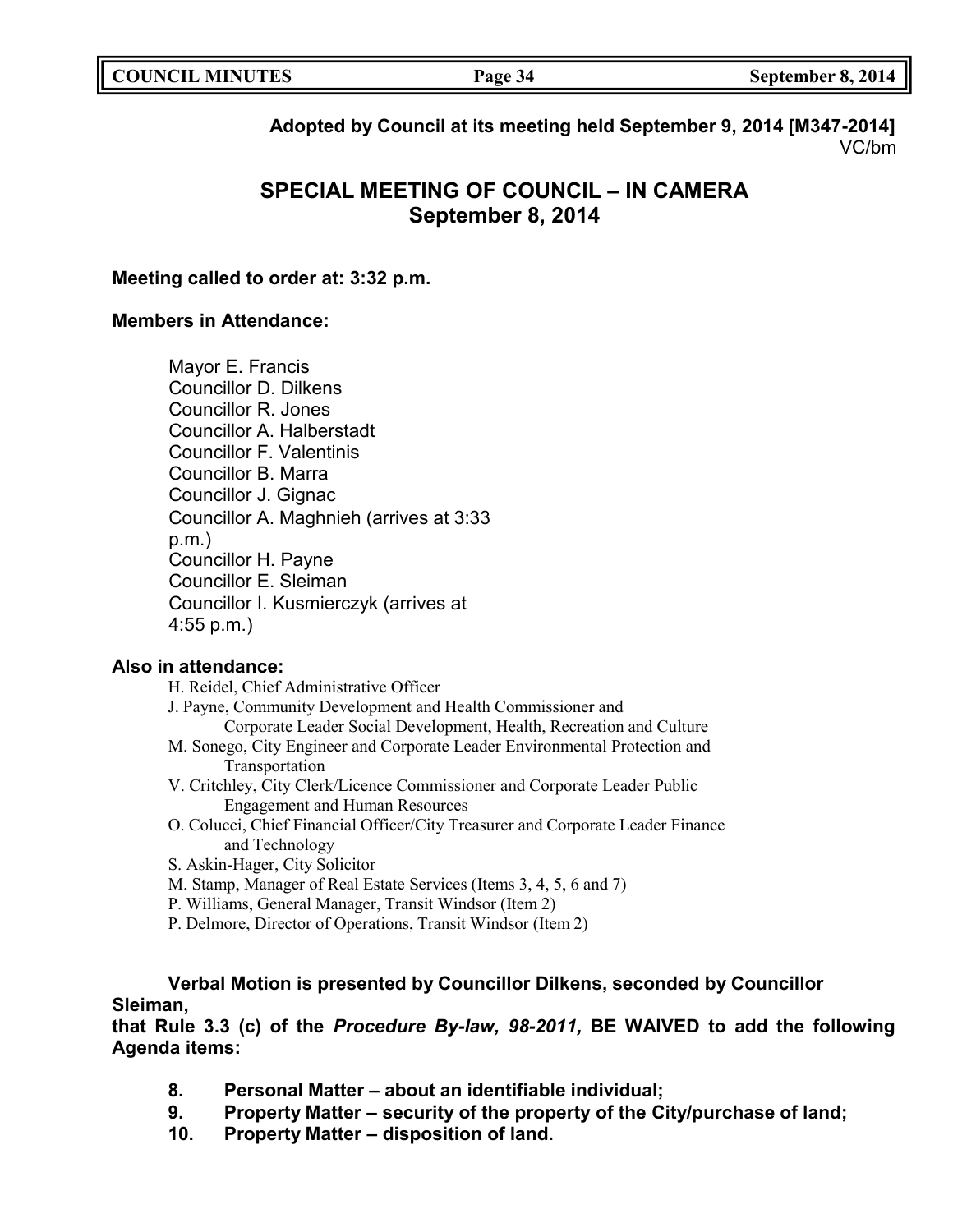**Adopted by Council at its meeting held September 9, 2014 [M347-2014]**
VC/bm

## SPECIAL MEETING OF COUNCIL – IN CAMERA
## September 8, 2014

**Meeting called to order at: 3:32 p.m.**

**Members in Attendance:**

Mayor E. Francis
Councillor D. Dilkens
Councillor R. Jones
Councillor A. Halberstadt
Councillor F. Valentinis
Councillor B. Marra
Councillor J. Gignac
Councillor A. Maghnieh (arrives at 3:33 p.m.)
Councillor H. Payne
Councillor E. Sleiman
Councillor I. Kusmierczyk (arrives at 4:55 p.m.)

**Also in attendance:**

H. Reidel, Chief Administrative Officer
J. Payne, Community Development and Health Commissioner and Corporate Leader Social Development, Health, Recreation and Culture
M. Sonego, City Engineer and Corporate Leader Environmental Protection and Transportation
V. Critchley, City Clerk/Licence Commissioner and Corporate Leader Public Engagement and Human Resources
O. Colucci, Chief Financial Officer/City Treasurer and Corporate Leader Finance and Technology
S. Askin-Hager, City Solicitor
M. Stamp, Manager of Real Estate Services (Items 3, 4, 5, 6 and 7)
P. Williams, General Manager, Transit Windsor (Item 2)
P. Delmore, Director of Operations, Transit Windsor (Item 2)

**Verbal Motion is presented by Councillor Dilkens, seconded by Councillor Sleiman,**
**that Rule 3.3 (c) of the *Procedure By-law, 98-2011,* BE WAIVED to add the following Agenda items:**

8. **Personal Matter – about an identifiable individual;**
9. **Property Matter – security of the property of the City/purchase of land;**
10. **Property Matter – disposition of land.**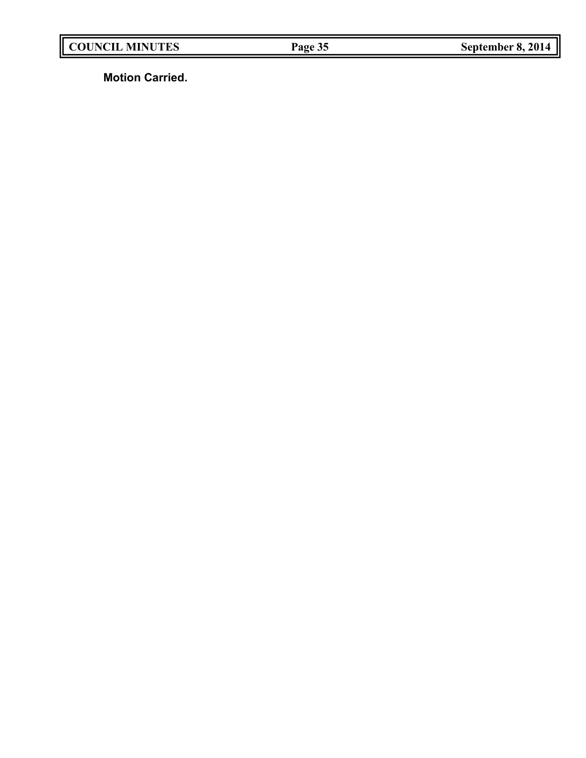**Motion Carried.**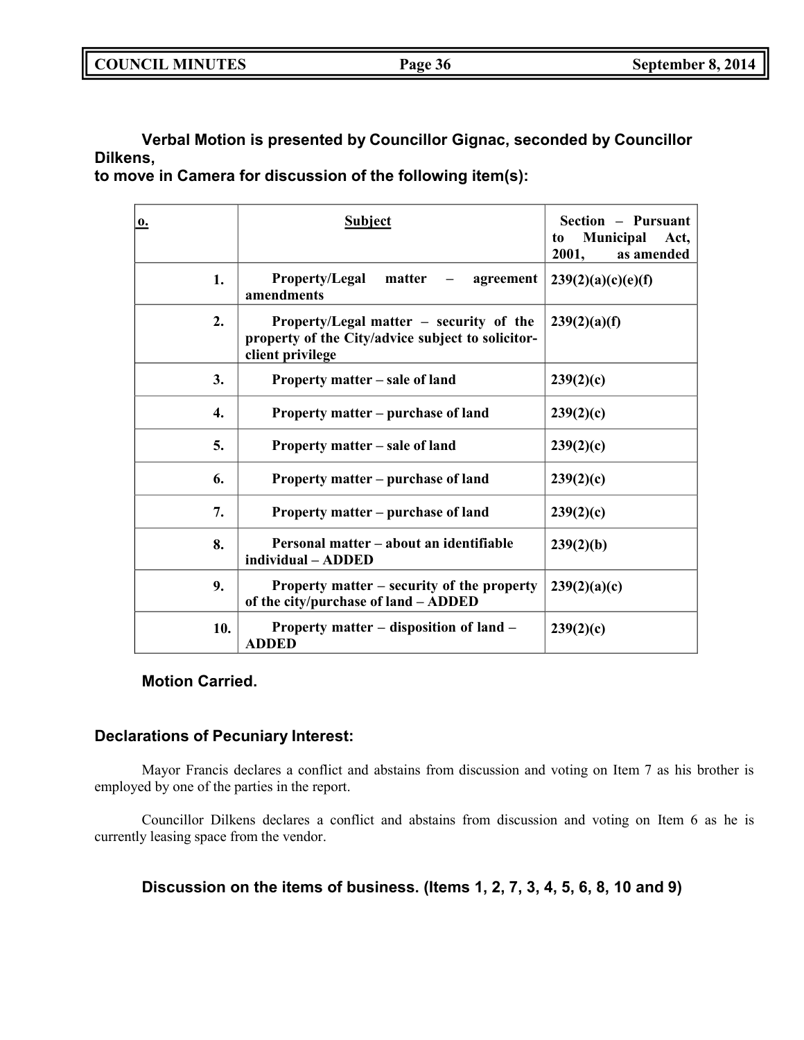**Verbal Motion is presented by Councillor Gignac, seconded by Councillor Dilkens,**
**to move in Camera for discussion of the following item(s):**

| o. | Subject | Section – Pursuant to Municipal Act, 2001, as amended |
|---|---|---|
| 1. | Property/Legal matter – agreement amendments | 239(2)(a)(c)(e)(f) |
| 2. | Property/Legal matter – security of the property of the City/advice subject to solicitor-client privilege | 239(2)(a)(f) |
| 3. | Property matter – sale of land | 239(2)(c) |
| 4. | Property matter – purchase of land | 239(2)(c) |
| 5. | Property matter – sale of land | 239(2)(c) |
| 6. | Property matter – purchase of land | 239(2)(c) |
| 7. | Property matter – purchase of land | 239(2)(c) |
| 8. | Personal matter – about an identifiable individual – ADDED | 239(2)(b) |
| 9. | Property matter – security of the property of the city/purchase of land – ADDED | 239(2)(a)(c) |
| 10. | Property matter – disposition of land – ADDED | 239(2)(c) |

**Motion Carried.**

### Declarations of Pecuniary Interest:

Mayor Francis declares a conflict and abstains from discussion and voting on Item 7 as his brother is employed by one of the parties in the report.

Councillor Dilkens declares a conflict and abstains from discussion and voting on Item 6 as he is currently leasing space from the vendor.

### Discussion on the items of business. (Items 1, 2, 7, 3, 4, 5, 6, 8, 10 and 9)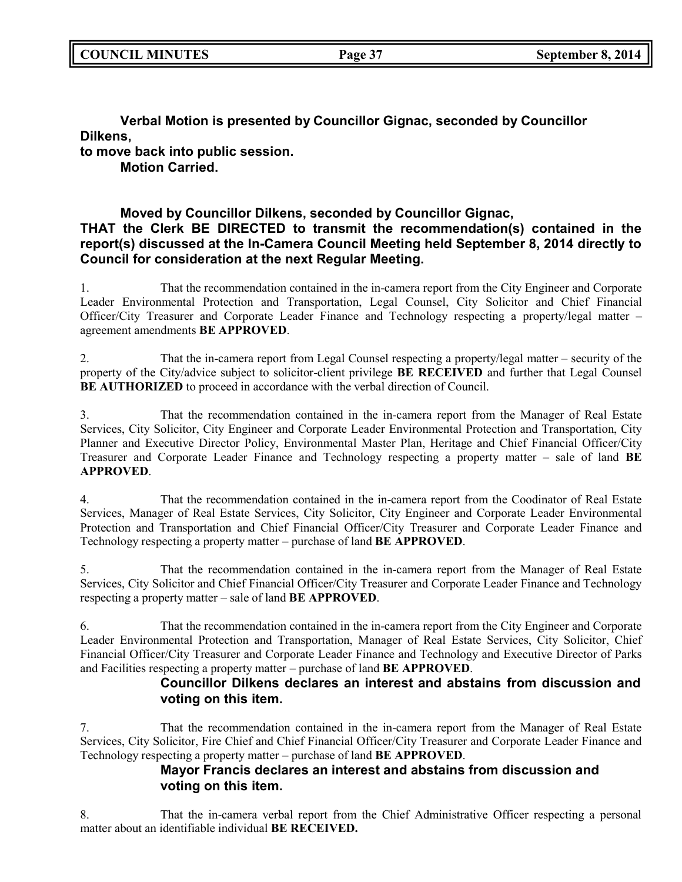**Verbal Motion is presented by Councillor Gignac, seconded by Councillor Dilkens,**
**to move back into public session.**
**Motion Carried.**

**Moved by Councillor Dilkens, seconded by Councillor Gignac,**
**THAT the Clerk BE DIRECTED to transmit the recommendation(s) contained in the report(s) discussed at the In-Camera Council Meeting held September 8, 2014 directly to Council for consideration at the next Regular Meeting.**

1. That the recommendation contained in the in-camera report from the City Engineer and Corporate Leader Environmental Protection and Transportation, Legal Counsel, City Solicitor and Chief Financial Officer/City Treasurer and Corporate Leader Finance and Technology respecting a property/legal matter – agreement amendments **BE APPROVED**.

2. That the in-camera report from Legal Counsel respecting a property/legal matter – security of the property of the City/advice subject to solicitor-client privilege **BE RECEIVED** and further that Legal Counsel **BE AUTHORIZED** to proceed in accordance with the verbal direction of Council.

3. That the recommendation contained in the in-camera report from the Manager of Real Estate Services, City Solicitor, City Engineer and Corporate Leader Environmental Protection and Transportation, City Planner and Executive Director Policy, Environmental Master Plan, Heritage and Chief Financial Officer/City Treasurer and Corporate Leader Finance and Technology respecting a property matter – sale of land **BE APPROVED**.

4. That the recommendation contained in the in-camera report from the Coodinator of Real Estate Services, Manager of Real Estate Services, City Solicitor, City Engineer and Corporate Leader Environmental Protection and Transportation and Chief Financial Officer/City Treasurer and Corporate Leader Finance and Technology respecting a property matter – purchase of land **BE APPROVED**.

5. That the recommendation contained in the in-camera report from the Manager of Real Estate Services, City Solicitor and Chief Financial Officer/City Treasurer and Corporate Leader Finance and Technology respecting a property matter – sale of land **BE APPROVED**.

6. That the recommendation contained in the in-camera report from the City Engineer and Corporate Leader Environmental Protection and Transportation, Manager of Real Estate Services, City Solicitor, Chief Financial Officer/City Treasurer and Corporate Leader Finance and Technology and Executive Director of Parks and Facilities respecting a property matter – purchase of land **BE APPROVED**.

**Councillor Dilkens declares an interest and abstains from discussion and voting on this item.**

7. That the recommendation contained in the in-camera report from the Manager of Real Estate Services, City Solicitor, Fire Chief and Chief Financial Officer/City Treasurer and Corporate Leader Finance and Technology respecting a property matter – purchase of land **BE APPROVED**.

**Mayor Francis declares an interest and abstains from discussion and voting on this item.**

8. That the in-camera verbal report from the Chief Administrative Officer respecting a personal matter about an identifiable individual **BE RECEIVED.**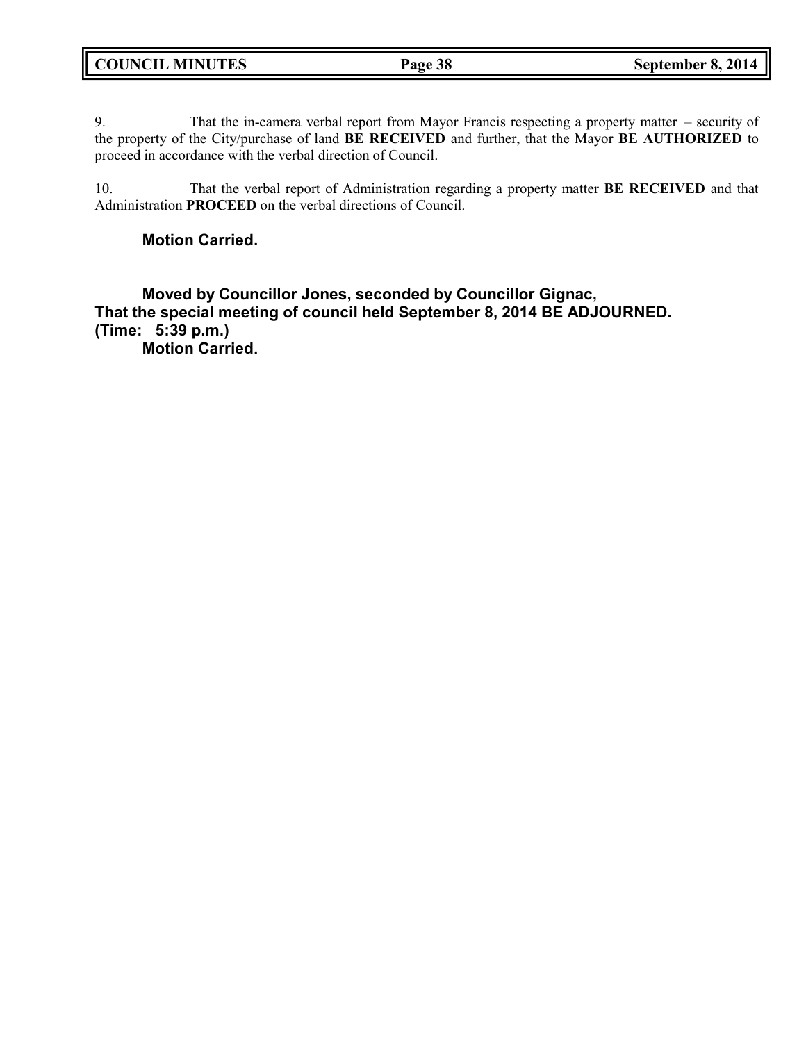9. That the in-camera verbal report from Mayor Francis respecting a property matter – security of the property of the City/purchase of land **BE RECEIVED** and further, that the Mayor **BE AUTHORIZED** to proceed in accordance with the verbal direction of Council.

10. That the verbal report of Administration regarding a property matter **BE RECEIVED** and that Administration **PROCEED** on the verbal directions of Council.

**Motion Carried.**

**Moved by Councillor Jones, seconded by Councillor Gignac,**
**That the special meeting of council held September 8, 2014 BE ADJOURNED.**
**(Time: 5:39 p.m.)**
**Motion Carried.**